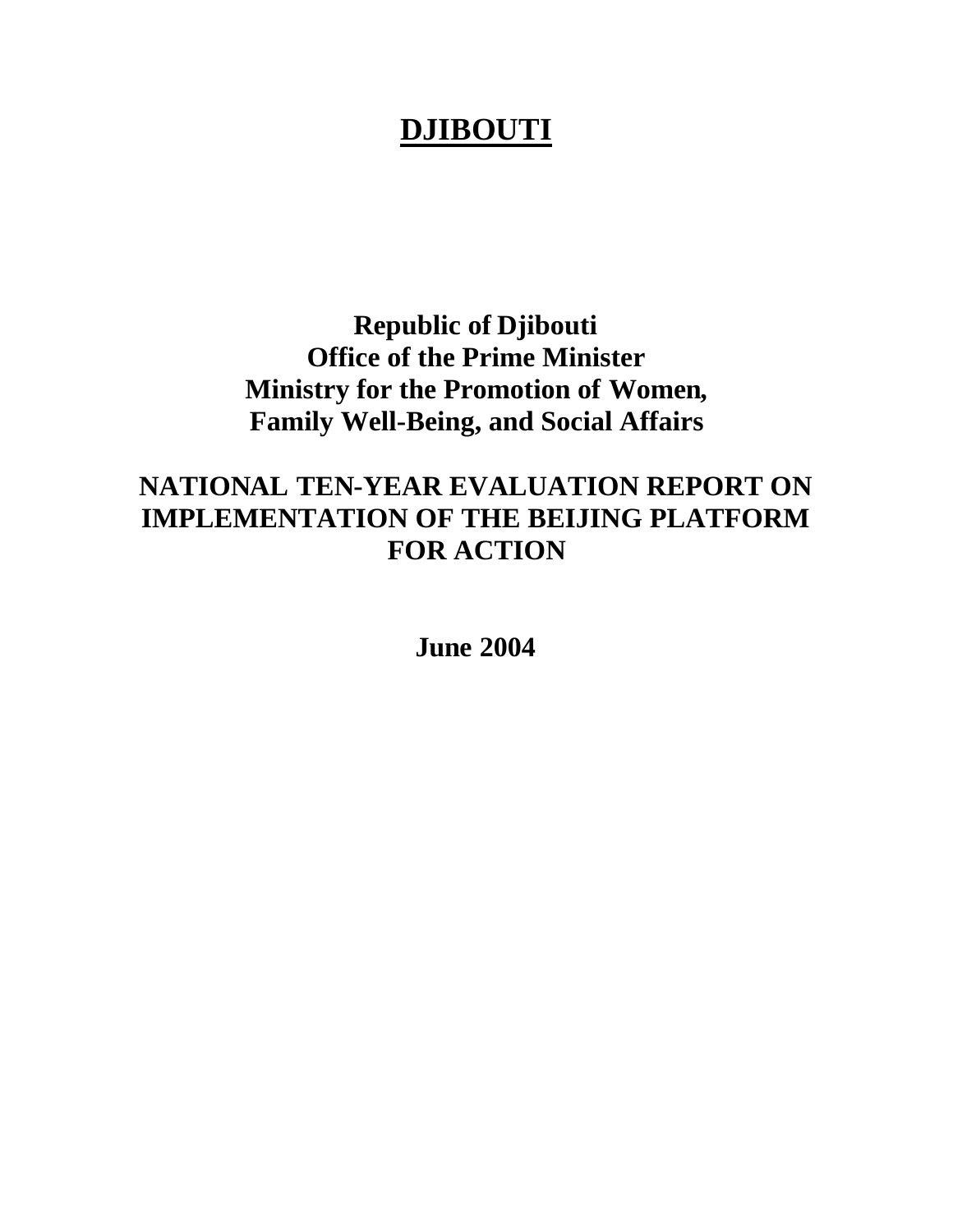# DJIBOUTI

**Republic of Djibouti**
**Office of the Prime Minister**
**Ministry for the Promotion of Women,**
**Family Well-Being, and Social Affairs**

## NATIONAL TEN-YEAR EVALUATION REPORT ON IMPLEMENTATION OF THE BEIJING PLATFORM FOR ACTION

**June 2004**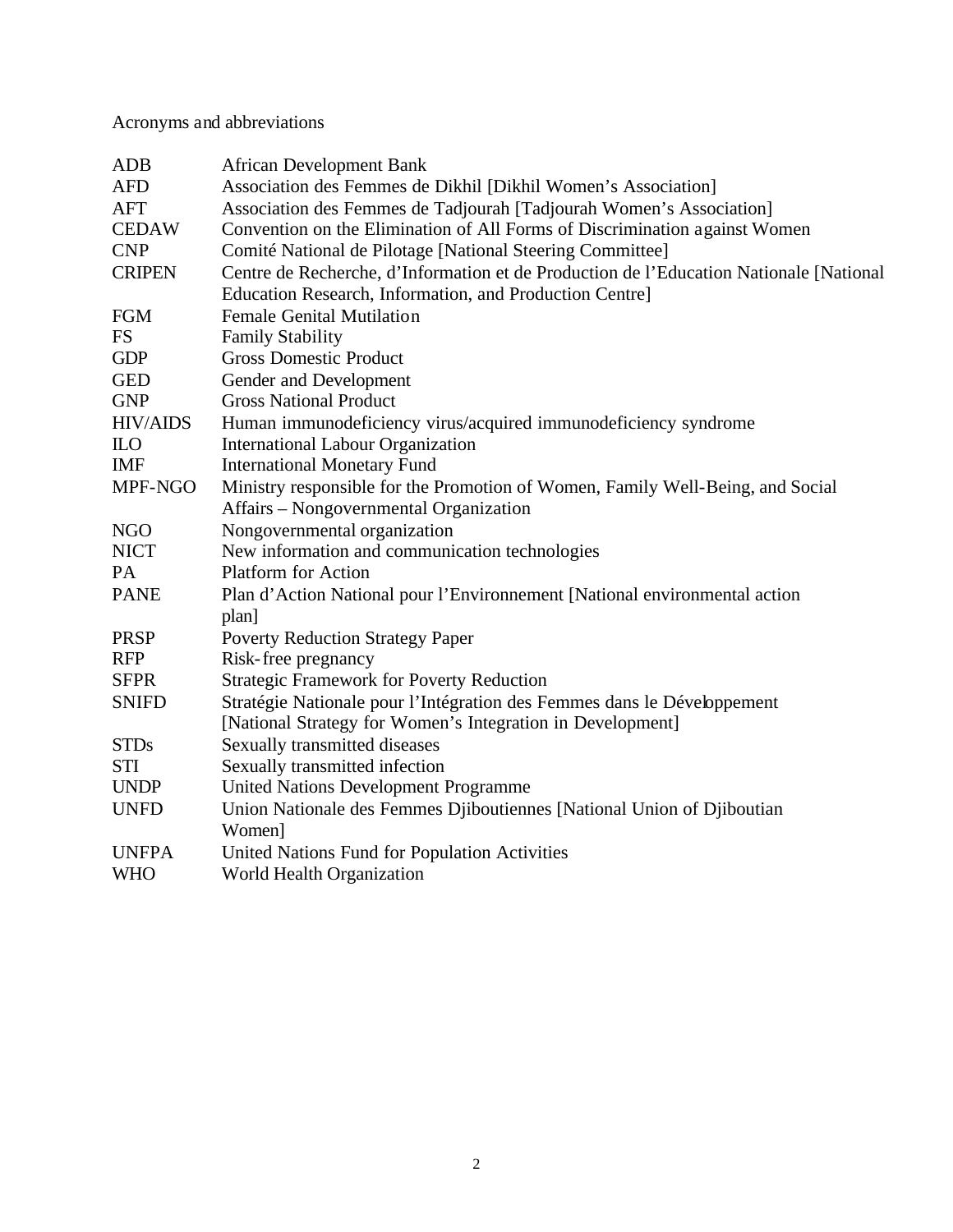Acronyms and abbreviations

| | |
|---|---|
| ADB | African Development Bank |
| AFD | Association des Femmes de Dikhil [Dikhil Women's Association] |
| AFT | Association des Femmes de Tadjourah [Tadjourah Women's Association] |
| CEDAW | Convention on the Elimination of All Forms of Discrimination against Women |
| CNP | Comité National de Pilotage [National Steering Committee] |
| CRIPEN | Centre de Recherche, d'Information et de Production de l'Education Nationale [National Education Research, Information, and Production Centre] |
| FGM | Female Genital Mutilation |
| FS | Family Stability |
| GDP | Gross Domestic Product |
| GED | Gender and Development |
| GNP | Gross National Product |
| HIV/AIDS | Human immunodeficiency virus/acquired immunodeficiency syndrome |
| ILO | International Labour Organization |
| IMF | International Monetary Fund |
| MPF-NGO | Ministry responsible for the Promotion of Women, Family Well-Being, and Social Affairs – Nongovernmental Organization |
| NGO | Nongovernmental organization |
| NICT | New information and communication technologies |
| PA | Platform for Action |
| PANE | Plan d'Action National pour l'Environnement [National environmental action plan] |
| PRSP | Poverty Reduction Strategy Paper |
| RFP | Risk-free pregnancy |
| SFPR | Strategic Framework for Poverty Reduction |
| SNIFD | Stratégie Nationale pour l'Intégration des Femmes dans le Développement [National Strategy for Women's Integration in Development] |
| STDs | Sexually transmitted diseases |
| STI | Sexually transmitted infection |
| UNDP | United Nations Development Programme |
| UNFD | Union Nationale des Femmes Djiboutiennes [National Union of Djiboutian Women] |
| UNFPA | United Nations Fund for Population Activities |
| WHO | World Health Organization |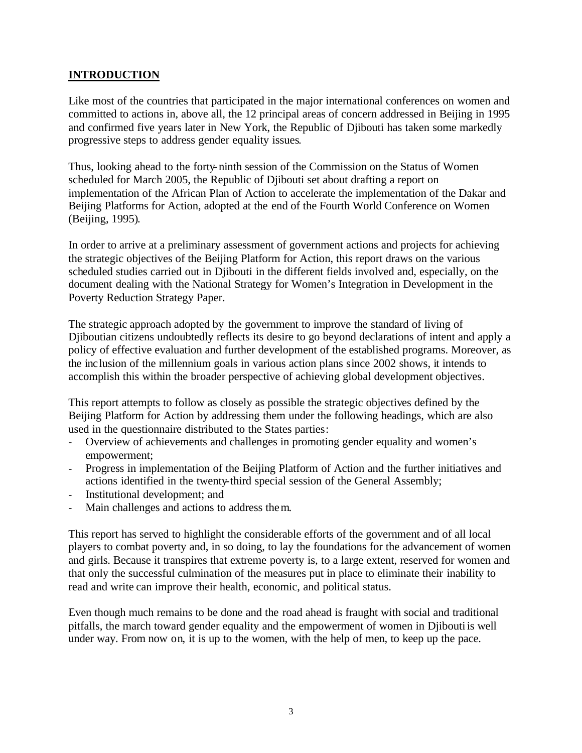## INTRODUCTION

Like most of the countries that participated in the major international conferences on women and committed to actions in, above all, the 12 principal areas of concern addressed in Beijing in 1995 and confirmed five years later in New York, the Republic of Djibouti has taken some markedly progressive steps to address gender equality issues.

Thus, looking ahead to the forty-ninth session of the Commission on the Status of Women scheduled for March 2005, the Republic of Djibouti set about drafting a report on implementation of the African Plan of Action to accelerate the implementation of the Dakar and Beijing Platforms for Action, adopted at the end of the Fourth World Conference on Women (Beijing, 1995).

In order to arrive at a preliminary assessment of government actions and projects for achieving the strategic objectives of the Beijing Platform for Action, this report draws on the various scheduled studies carried out in Djibouti in the different fields involved and, especially, on the document dealing with the National Strategy for Women's Integration in Development in the Poverty Reduction Strategy Paper.

The strategic approach adopted by the government to improve the standard of living of Djiboutian citizens undoubtedly reflects its desire to go beyond declarations of intent and apply a policy of effective evaluation and further development of the established programs. Moreover, as the inclusion of the millennium goals in various action plans since 2002 shows, it intends to accomplish this within the broader perspective of achieving global development objectives.

This report attempts to follow as closely as possible the strategic objectives defined by the Beijing Platform for Action by addressing them under the following headings, which are also used in the questionnaire distributed to the States parties:

- Overview of achievements and challenges in promoting gender equality and women's empowerment;
- Progress in implementation of the Beijing Platform of Action and the further initiatives and actions identified in the twenty-third special session of the General Assembly;
- Institutional development; and
- Main challenges and actions to address them.

This report has served to highlight the considerable efforts of the government and of all local players to combat poverty and, in so doing, to lay the foundations for the advancement of women and girls. Because it transpires that extreme poverty is, to a large extent, reserved for women and that only the successful culmination of the measures put in place to eliminate their inability to read and write can improve their health, economic, and political status.

Even though much remains to be done and the road ahead is fraught with social and traditional pitfalls, the march toward gender equality and the empowerment of women in Djibouti is well under way. From now on, it is up to the women, with the help of men, to keep up the pace.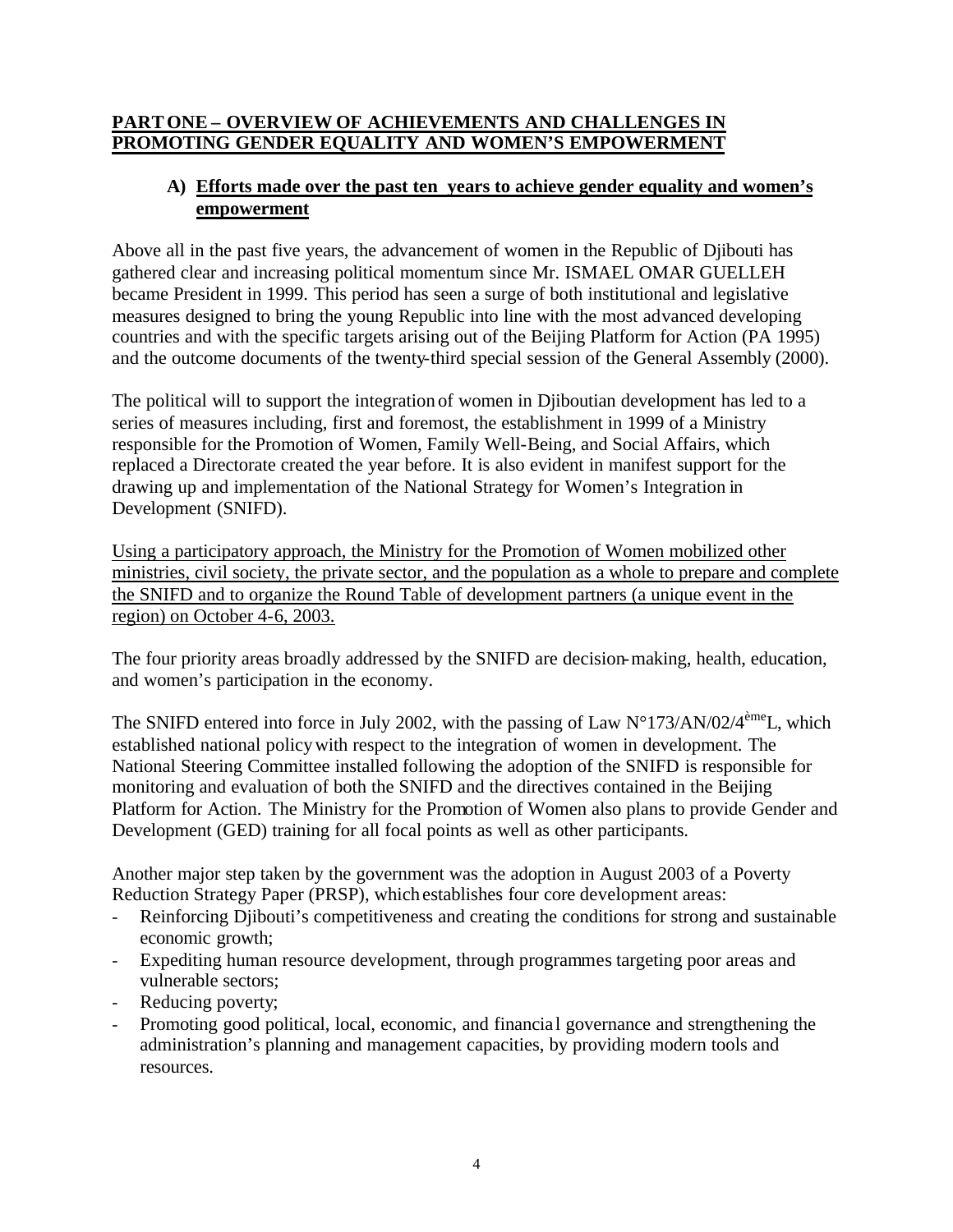## PART ONE – OVERVIEW OF ACHIEVEMENTS AND CHALLENGES IN PROMOTING GENDER EQUALITY AND WOMEN'S EMPOWERMENT

### A) Efforts made over the past ten years to achieve gender equality and women's empowerment

Above all in the past five years, the advancement of women in the Republic of Djibouti has gathered clear and increasing political momentum since Mr. ISMAEL OMAR GUELLEH became President in 1999. This period has seen a surge of both institutional and legislative measures designed to bring the young Republic into line with the most advanced developing countries and with the specific targets arising out of the Beijing Platform for Action (PA 1995) and the outcome documents of the twenty-third special session of the General Assembly (2000).

The political will to support the integration of women in Djiboutian development has led to a series of measures including, first and foremost, the establishment in 1999 of a Ministry responsible for the Promotion of Women, Family Well-Being, and Social Affairs, which replaced a Directorate created the year before. It is also evident in manifest support for the drawing up and implementation of the National Strategy for Women's Integration in Development (SNIFD).

Using a participatory approach, the Ministry for the Promotion of Women mobilized other ministries, civil society, the private sector, and the population as a whole to prepare and complete the SNIFD and to organize the Round Table of development partners (a unique event in the region) on October 4-6, 2003.

The four priority areas broadly addressed by the SNIFD are decision-making, health, education, and women's participation in the economy.

The SNIFD entered into force in July 2002, with the passing of Law N°173/AN/02/4ème L, which established national policy with respect to the integration of women in development. The National Steering Committee installed following the adoption of the SNIFD is responsible for monitoring and evaluation of both the SNIFD and the directives contained in the Beijing Platform for Action. The Ministry for the Promotion of Women also plans to provide Gender and Development (GED) training for all focal points as well as other participants.

Another major step taken by the government was the adoption in August 2003 of a Poverty Reduction Strategy Paper (PRSP), which establishes four core development areas:

- Reinforcing Djibouti's competitiveness and creating the conditions for strong and sustainable economic growth;
- Expediting human resource development, through programmes targeting poor areas and vulnerable sectors;
- Reducing poverty;
- Promoting good political, local, economic, and financial governance and strengthening the administration's planning and management capacities, by providing modern tools and resources.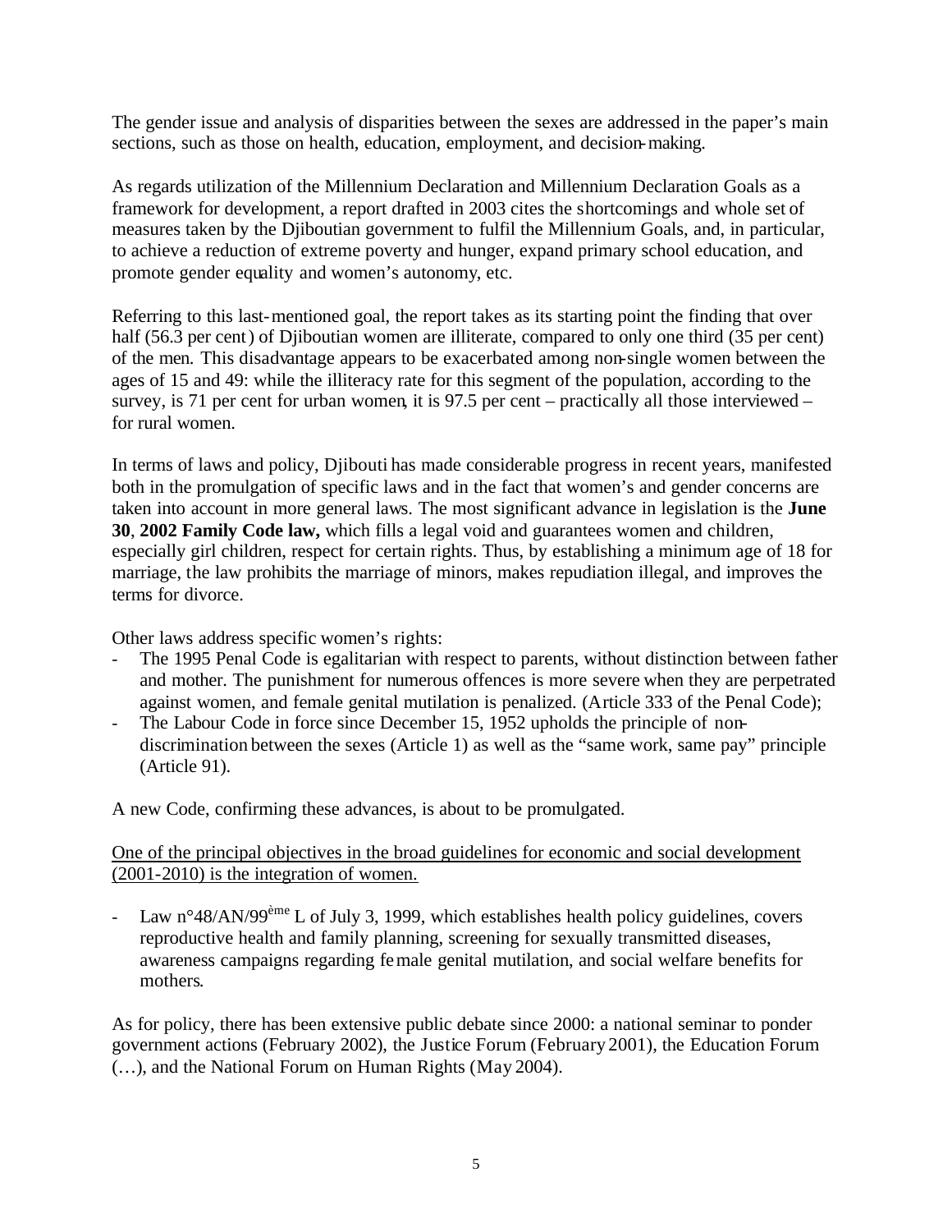The gender issue and analysis of disparities between the sexes are addressed in the paper's main sections, such as those on health, education, employment, and decision-making.

As regards utilization of the Millennium Declaration and Millennium Declaration Goals as a framework for development, a report drafted in 2003 cites the shortcomings and whole set of measures taken by the Djiboutian government to fulfil the Millennium Goals, and, in particular, to achieve a reduction of extreme poverty and hunger, expand primary school education, and promote gender equality and women's autonomy, etc.

Referring to this last-mentioned goal, the report takes as its starting point the finding that over half (56.3 per cent) of Djiboutian women are illiterate, compared to only one third (35 per cent) of the men. This disadvantage appears to be exacerbated among non-single women between the ages of 15 and 49: while the illiteracy rate for this segment of the population, according to the survey, is 71 per cent for urban women, it is 97.5 per cent – practically all those interviewed – for rural women.

In terms of laws and policy, Djibouti has made considerable progress in recent years, manifested both in the promulgation of specific laws and in the fact that women's and gender concerns are taken into account in more general laws. The most significant advance in legislation is the **June 30**, **2002 Family Code law,** which fills a legal void and guarantees women and children, especially girl children, respect for certain rights. Thus, by establishing a minimum age of 18 for marriage, the law prohibits the marriage of minors, makes repudiation illegal, and improves the terms for divorce.

Other laws address specific women's rights:

- The 1995 Penal Code is egalitarian with respect to parents, without distinction between father and mother. The punishment for numerous offences is more severe when they are perpetrated against women, and female genital mutilation is penalized. (Article 333 of the Penal Code);
- The Labour Code in force since December 15, 1952 upholds the principle of non-discrimination between the sexes (Article 1) as well as the "same work, same pay" principle (Article 91).

A new Code, confirming these advances, is about to be promulgated.

<u>One of the principal objectives in the broad guidelines for economic and social development (2001-2010) is the integration of women.</u>

- Law n°48/AN/99ème L of July 3, 1999, which establishes health policy guidelines, covers reproductive health and family planning, screening for sexually transmitted diseases, awareness campaigns regarding female genital mutilation, and social welfare benefits for mothers.

As for policy, there has been extensive public debate since 2000: a national seminar to ponder government actions (February 2002), the Justice Forum (February 2001), the Education Forum (…), and the National Forum on Human Rights (May 2004).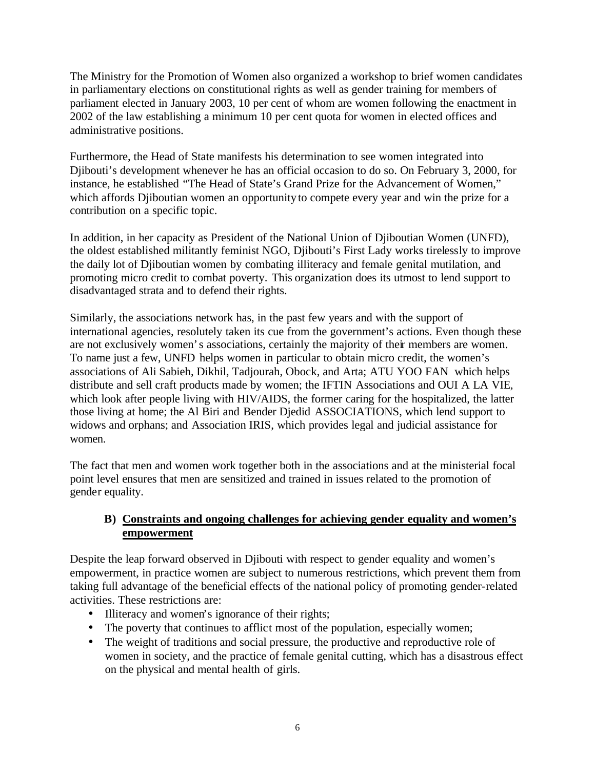The Ministry for the Promotion of Women also organized a workshop to brief women candidates in parliamentary elections on constitutional rights as well as gender training for members of parliament elected in January 2003, 10 per cent of whom are women following the enactment in 2002 of the law establishing a minimum 10 per cent quota for women in elected offices and administrative positions.

Furthermore, the Head of State manifests his determination to see women integrated into Djibouti's development whenever he has an official occasion to do so. On February 3, 2000, for instance, he established "The Head of State's Grand Prize for the Advancement of Women," which affords Djiboutian women an opportunity to compete every year and win the prize for a contribution on a specific topic.

In addition, in her capacity as President of the National Union of Djiboutian Women (UNFD), the oldest established militantly feminist NGO, Djibouti's First Lady works tirelessly to improve the daily lot of Djiboutian women by combating illiteracy and female genital mutilation, and promoting micro credit to combat poverty. This organization does its utmost to lend support to disadvantaged strata and to defend their rights.

Similarly, the associations network has, in the past few years and with the support of international agencies, resolutely taken its cue from the government's actions. Even though these are not exclusively women's associations, certainly the majority of their members are women. To name just a few, UNFD helps women in particular to obtain micro credit, the women's associations of Ali Sabieh, Dikhil, Tadjourah, Obock, and Arta; ATU YOO FAN which helps distribute and sell craft products made by women; the IFTIN Associations and OUI A LA VIE, which look after people living with HIV/AIDS, the former caring for the hospitalized, the latter those living at home; the Al Biri and Bender Djedid ASSOCIATIONS, which lend support to widows and orphans; and Association IRIS, which provides legal and judicial assistance for women.

The fact that men and women work together both in the associations and at the ministerial focal point level ensures that men are sensitized and trained in issues related to the promotion of gender equality.

## B) Constraints and ongoing challenges for achieving gender equality and women's empowerment

Despite the leap forward observed in Djibouti with respect to gender equality and women's empowerment, in practice women are subject to numerous restrictions, which prevent them from taking full advantage of the beneficial effects of the national policy of promoting gender-related activities. These restrictions are:

- Illiteracy and women's ignorance of their rights;
- The poverty that continues to afflict most of the population, especially women;
- The weight of traditions and social pressure, the productive and reproductive role of women in society, and the practice of female genital cutting, which has a disastrous effect on the physical and mental health of girls.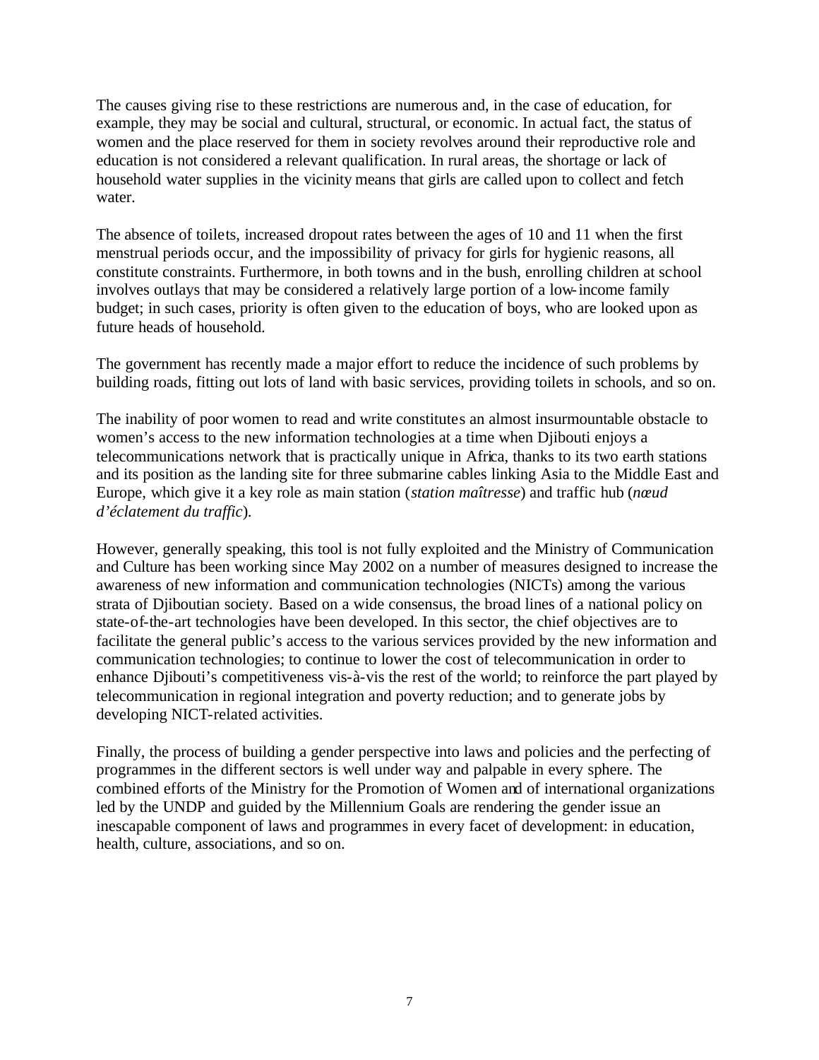The causes giving rise to these restrictions are numerous and, in the case of education, for example, they may be social and cultural, structural, or economic. In actual fact, the status of women and the place reserved for them in society revolves around their reproductive role and education is not considered a relevant qualification. In rural areas, the shortage or lack of household water supplies in the vicinity means that girls are called upon to collect and fetch water.

The absence of toilets, increased dropout rates between the ages of 10 and 11 when the first menstrual periods occur, and the impossibility of privacy for girls for hygienic reasons, all constitute constraints. Furthermore, in both towns and in the bush, enrolling children at school involves outlays that may be considered a relatively large portion of a low-income family budget; in such cases, priority is often given to the education of boys, who are looked upon as future heads of household.

The government has recently made a major effort to reduce the incidence of such problems by building roads, fitting out lots of land with basic services, providing toilets in schools, and so on.

The inability of poor women to read and write constitutes an almost insurmountable obstacle to women's access to the new information technologies at a time when Djibouti enjoys a telecommunications network that is practically unique in Africa, thanks to its two earth stations and its position as the landing site for three submarine cables linking Asia to the Middle East and Europe, which give it a key role as main station (*station maîtresse*) and traffic hub (*nœud d'éclatement du traffic*).

However, generally speaking, this tool is not fully exploited and the Ministry of Communication and Culture has been working since May 2002 on a number of measures designed to increase the awareness of new information and communication technologies (NICTs) among the various strata of Djiboutian society. Based on a wide consensus, the broad lines of a national policy on state-of-the-art technologies have been developed. In this sector, the chief objectives are to facilitate the general public's access to the various services provided by the new information and communication technologies; to continue to lower the cost of telecommunication in order to enhance Djibouti's competitiveness vis-à-vis the rest of the world; to reinforce the part played by telecommunication in regional integration and poverty reduction; and to generate jobs by developing NICT-related activities.

Finally, the process of building a gender perspective into laws and policies and the perfecting of programmes in the different sectors is well under way and palpable in every sphere. The combined efforts of the Ministry for the Promotion of Women and of international organizations led by the UNDP and guided by the Millennium Goals are rendering the gender issue an inescapable component of laws and programmes in every facet of development: in education, health, culture, associations, and so on.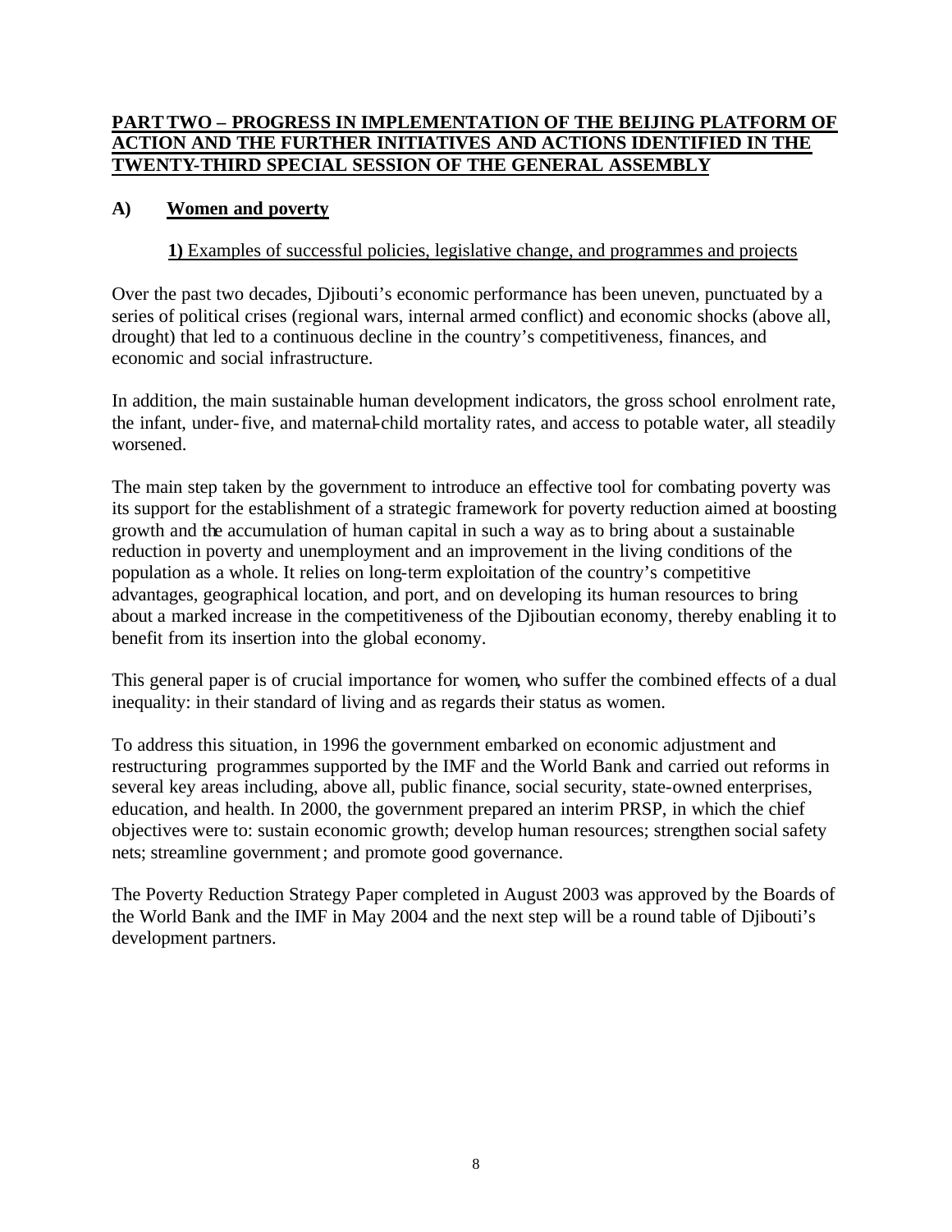## PART TWO – PROGRESS IN IMPLEMENTATION OF THE BEIJING PLATFORM OF ACTION AND THE FURTHER INITIATIVES AND ACTIONS IDENTIFIED IN THE TWENTY-THIRD SPECIAL SESSION OF THE GENERAL ASSEMBLY

### A) Women and poverty

**1)** Examples of successful policies, legislative change, and programmes and projects

Over the past two decades, Djibouti's economic performance has been uneven, punctuated by a series of political crises (regional wars, internal armed conflict) and economic shocks (above all, drought) that led to a continuous decline in the country's competitiveness, finances, and economic and social infrastructure.

In addition, the main sustainable human development indicators, the gross school enrolment rate, the infant, under-five, and maternal-child mortality rates, and access to potable water, all steadily worsened.

The main step taken by the government to introduce an effective tool for combating poverty was its support for the establishment of a strategic framework for poverty reduction aimed at boosting growth and the accumulation of human capital in such a way as to bring about a sustainable reduction in poverty and unemployment and an improvement in the living conditions of the population as a whole. It relies on long-term exploitation of the country's competitive advantages, geographical location, and port, and on developing its human resources to bring about a marked increase in the competitiveness of the Djiboutian economy, thereby enabling it to benefit from its insertion into the global economy.

This general paper is of crucial importance for women, who suffer the combined effects of a dual inequality: in their standard of living and as regards their status as women.

To address this situation, in 1996 the government embarked on economic adjustment and restructuring programmes supported by the IMF and the World Bank and carried out reforms in several key areas including, above all, public finance, social security, state-owned enterprises, education, and health. In 2000, the government prepared an interim PRSP, in which the chief objectives were to: sustain economic growth; develop human resources; strengthen social safety nets; streamline government; and promote good governance.

The Poverty Reduction Strategy Paper completed in August 2003 was approved by the Boards of the World Bank and the IMF in May 2004 and the next step will be a round table of Djibouti's development partners.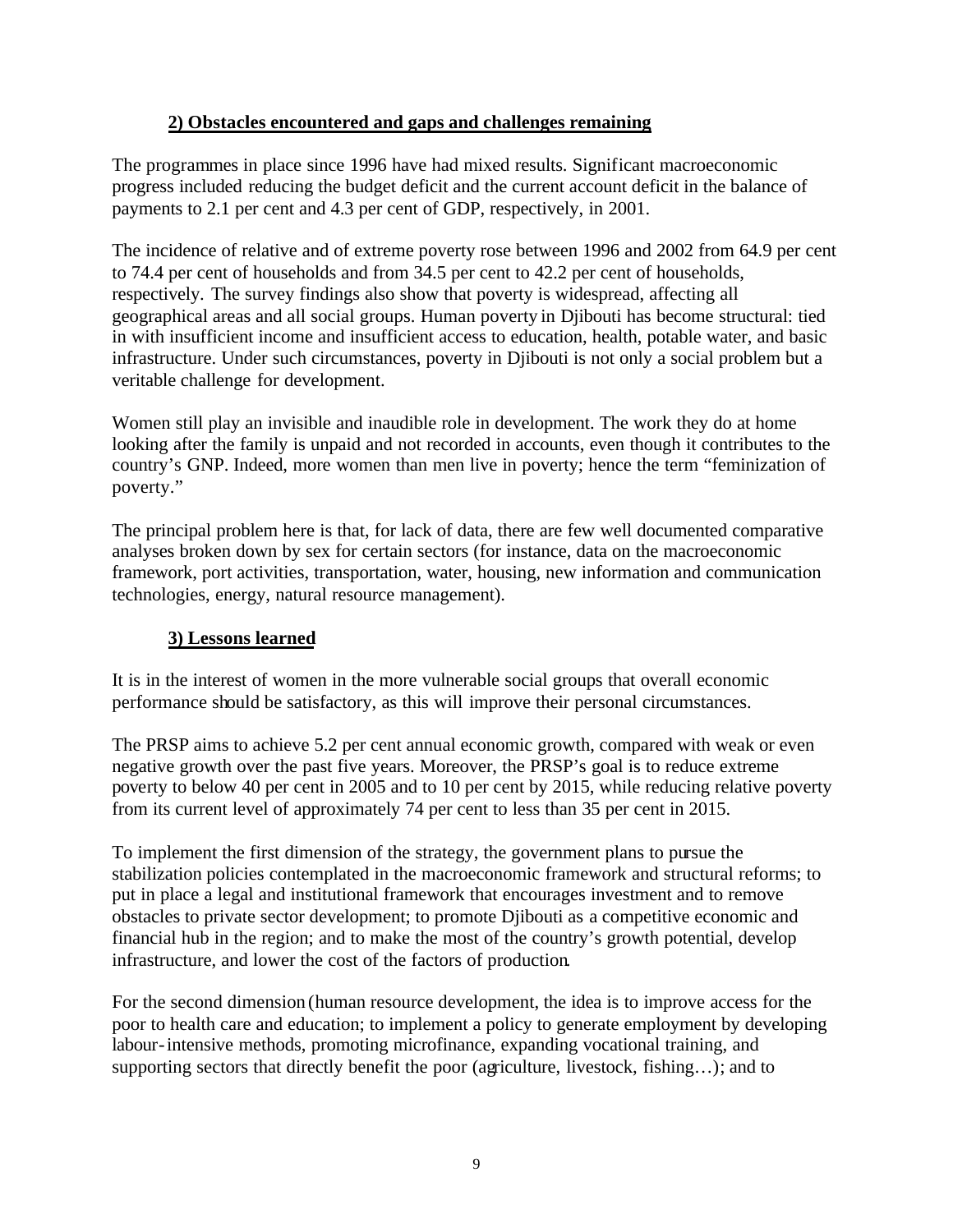### **2) Obstacles encountered and gaps and challenges remaining**

The programmes in place since 1996 have had mixed results. Significant macroeconomic progress included reducing the budget deficit and the current account deficit in the balance of payments to 2.1 per cent and 4.3 per cent of GDP, respectively, in 2001.

The incidence of relative and of extreme poverty rose between 1996 and 2002 from 64.9 per cent to 74.4 per cent of households and from 34.5 per cent to 42.2 per cent of households, respectively. The survey findings also show that poverty is widespread, affecting all geographical areas and all social groups. Human poverty in Djibouti has become structural: tied in with insufficient income and insufficient access to education, health, potable water, and basic infrastructure. Under such circumstances, poverty in Djibouti is not only a social problem but a veritable challenge for development.

Women still play an invisible and inaudible role in development. The work they do at home looking after the family is unpaid and not recorded in accounts, even though it contributes to the country's GNP. Indeed, more women than men live in poverty; hence the term "feminization of poverty."

The principal problem here is that, for lack of data, there are few well documented comparative analyses broken down by sex for certain sectors (for instance, data on the macroeconomic framework, port activities, transportation, water, housing, new information and communication technologies, energy, natural resource management).

### **3) Lessons learned**

It is in the interest of women in the more vulnerable social groups that overall economic performance should be satisfactory, as this will improve their personal circumstances.

The PRSP aims to achieve 5.2 per cent annual economic growth, compared with weak or even negative growth over the past five years. Moreover, the PRSP's goal is to reduce extreme poverty to below 40 per cent in 2005 and to 10 per cent by 2015, while reducing relative poverty from its current level of approximately 74 per cent to less than 35 per cent in 2015.

To implement the first dimension of the strategy, the government plans to pursue the stabilization policies contemplated in the macroeconomic framework and structural reforms; to put in place a legal and institutional framework that encourages investment and to remove obstacles to private sector development; to promote Djibouti as a competitive economic and financial hub in the region; and to make the most of the country's growth potential, develop infrastructure, and lower the cost of the factors of production.

For the second dimension (human resource development, the idea is to improve access for the poor to health care and education; to implement a policy to generate employment by developing labour-intensive methods, promoting microfinance, expanding vocational training, and supporting sectors that directly benefit the poor (agriculture, livestock, fishing…); and to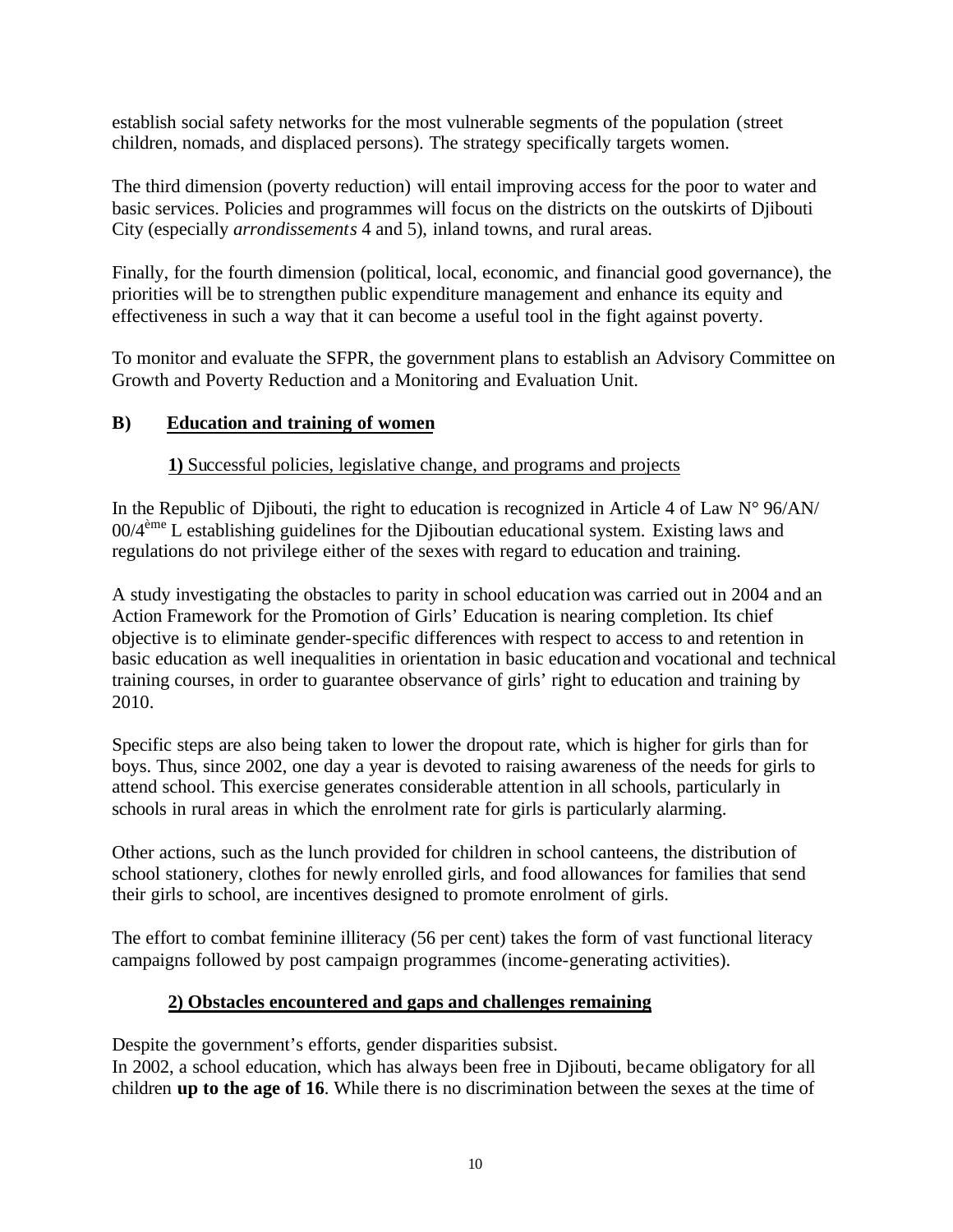establish social safety networks for the most vulnerable segments of the population (street children, nomads, and displaced persons). The strategy specifically targets women.

The third dimension (poverty reduction) will entail improving access for the poor to water and basic services. Policies and programmes will focus on the districts on the outskirts of Djibouti City (especially *arrondissements* 4 and 5), inland towns, and rural areas.

Finally, for the fourth dimension (political, local, economic, and financial good governance), the priorities will be to strengthen public expenditure management and enhance its equity and effectiveness in such a way that it can become a useful tool in the fight against poverty.

To monitor and evaluate the SFPR, the government plans to establish an Advisory Committee on Growth and Poverty Reduction and a Monitoring and Evaluation Unit.

## B) Education and training of women

### **1)** Successful policies, legislative change, and programs and projects

In the Republic of Djibouti, the right to education is recognized in Article 4 of Law N° 96/AN/ 00/4ème L establishing guidelines for the Djiboutian educational system. Existing laws and regulations do not privilege either of the sexes with regard to education and training.

A study investigating the obstacles to parity in school education was carried out in 2004 and an Action Framework for the Promotion of Girls' Education is nearing completion. Its chief objective is to eliminate gender-specific differences with respect to access to and retention in basic education as well inequalities in orientation in basic education and vocational and technical training courses, in order to guarantee observance of girls' right to education and training by 2010.

Specific steps are also being taken to lower the dropout rate, which is higher for girls than for boys. Thus, since 2002, one day a year is devoted to raising awareness of the needs for girls to attend school. This exercise generates considerable attention in all schools, particularly in schools in rural areas in which the enrolment rate for girls is particularly alarming.

Other actions, such as the lunch provided for children in school canteens, the distribution of school stationery, clothes for newly enrolled girls, and food allowances for families that send their girls to school, are incentives designed to promote enrolment of girls.

The effort to combat feminine illiteracy (56 per cent) takes the form of vast functional literacy campaigns followed by post campaign programmes (income-generating activities).

### **2) Obstacles encountered and gaps and challenges remaining**

Despite the government's efforts, gender disparities subsist.
In 2002, a school education, which has always been free in Djibouti, became obligatory for all children **up to the age of 16**. While there is no discrimination between the sexes at the time of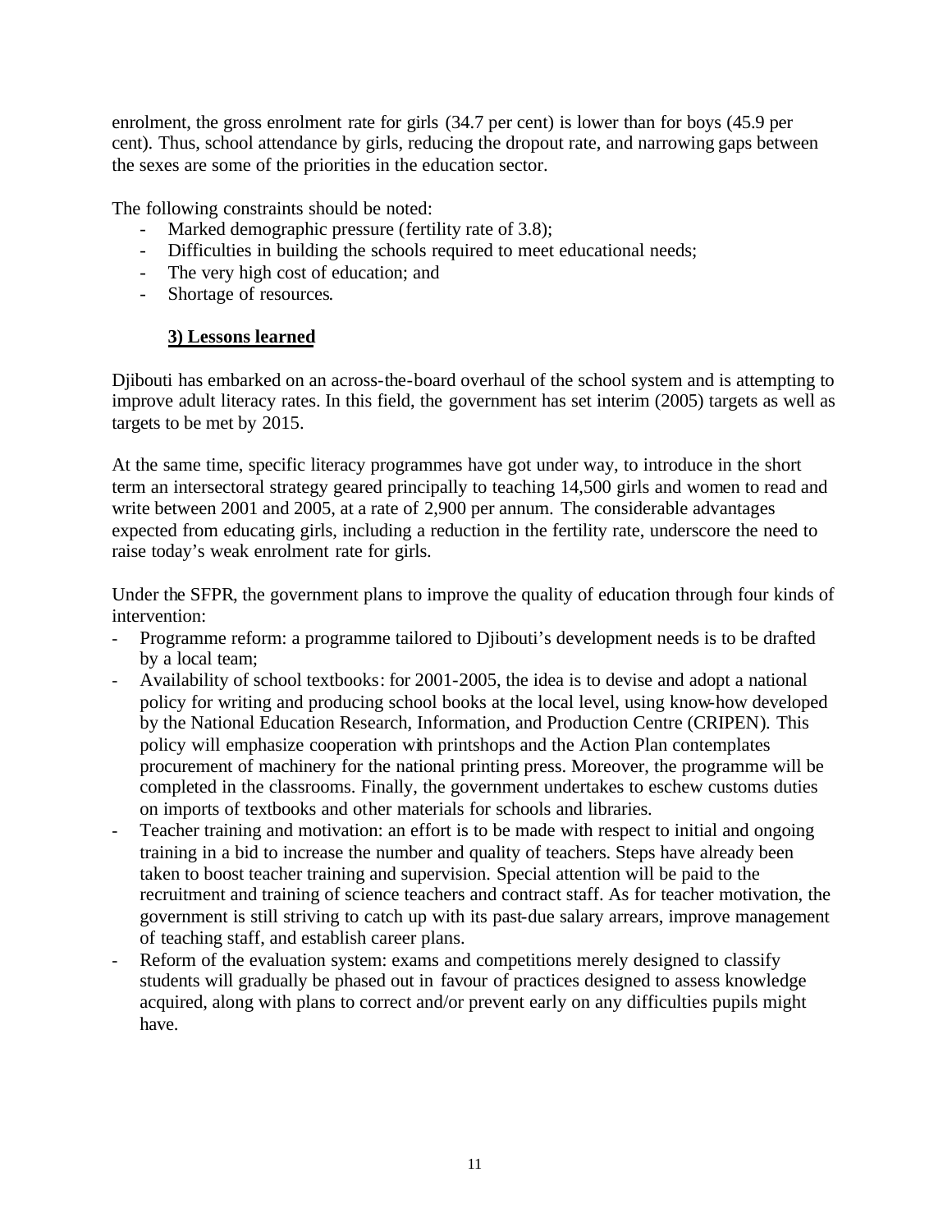enrolment, the gross enrolment rate for girls (34.7 per cent) is lower than for boys (45.9 per cent). Thus, school attendance by girls, reducing the dropout rate, and narrowing gaps between the sexes are some of the priorities in the education sector.

The following constraints should be noted:

- Marked demographic pressure (fertility rate of 3.8);
- Difficulties in building the schools required to meet educational needs;
- The very high cost of education; and
- Shortage of resources.

### 3) Lessons learned

Djibouti has embarked on an across-the-board overhaul of the school system and is attempting to improve adult literacy rates. In this field, the government has set interim (2005) targets as well as targets to be met by 2015.

At the same time, specific literacy programmes have got under way, to introduce in the short term an intersectoral strategy geared principally to teaching 14,500 girls and women to read and write between 2001 and 2005, at a rate of 2,900 per annum. The considerable advantages expected from educating girls, including a reduction in the fertility rate, underscore the need to raise today's weak enrolment rate for girls.

Under the SFPR, the government plans to improve the quality of education through four kinds of intervention:

- Programme reform: a programme tailored to Djibouti's development needs is to be drafted by a local team;
- Availability of school textbooks: for 2001-2005, the idea is to devise and adopt a national policy for writing and producing school books at the local level, using know-how developed by the National Education Research, Information, and Production Centre (CRIPEN). This policy will emphasize cooperation with printshops and the Action Plan contemplates procurement of machinery for the national printing press. Moreover, the programme will be completed in the classrooms. Finally, the government undertakes to eschew customs duties on imports of textbooks and other materials for schools and libraries.
- Teacher training and motivation: an effort is to be made with respect to initial and ongoing training in a bid to increase the number and quality of teachers. Steps have already been taken to boost teacher training and supervision. Special attention will be paid to the recruitment and training of science teachers and contract staff. As for teacher motivation, the government is still striving to catch up with its past-due salary arrears, improve management of teaching staff, and establish career plans.
- Reform of the evaluation system: exams and competitions merely designed to classify students will gradually be phased out in favour of practices designed to assess knowledge acquired, along with plans to correct and/or prevent early on any difficulties pupils might have.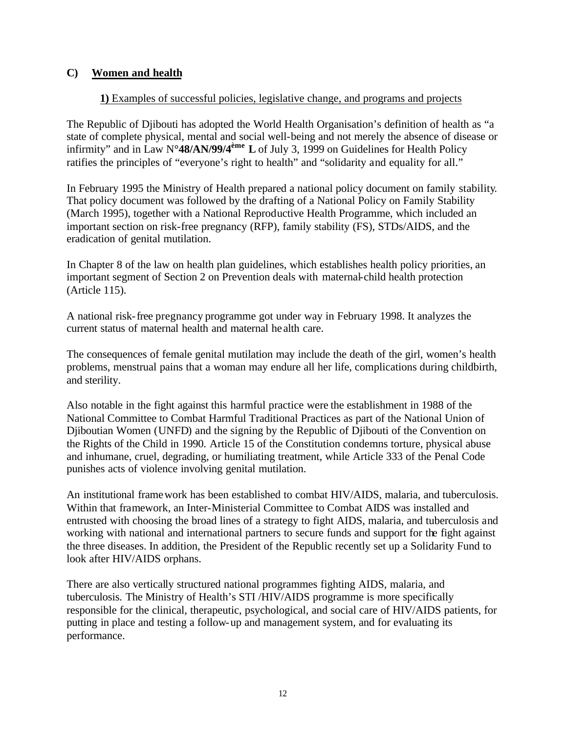## C) Women and health

### 1) Examples of successful policies, legislative change, and programs and projects

The Republic of Djibouti has adopted the World Health Organisation's definition of health as "a state of complete physical, mental and social well-being and not merely the absence of disease or infirmity" and in Law N°**48/AN/99/4ème L** of July 3, 1999 on Guidelines for Health Policy ratifies the principles of "everyone's right to health" and "solidarity and equality for all."

In February 1995 the Ministry of Health prepared a national policy document on family stability. That policy document was followed by the drafting of a National Policy on Family Stability (March 1995), together with a National Reproductive Health Programme, which included an important section on risk-free pregnancy (RFP), family stability (FS), STDs/AIDS, and the eradication of genital mutilation.

In Chapter 8 of the law on health plan guidelines, which establishes health policy priorities, an important segment of Section 2 on Prevention deals with maternal-child health protection (Article 115).

A national risk-free pregnancy programme got under way in February 1998. It analyzes the current status of maternal health and maternal health care.

The consequences of female genital mutilation may include the death of the girl, women's health problems, menstrual pains that a woman may endure all her life, complications during childbirth, and sterility.

Also notable in the fight against this harmful practice were the establishment in 1988 of the National Committee to Combat Harmful Traditional Practices as part of the National Union of Djiboutian Women (UNFD) and the signing by the Republic of Djibouti of the Convention on the Rights of the Child in 1990. Article 15 of the Constitution condemns torture, physical abuse and inhumane, cruel, degrading, or humiliating treatment, while Article 333 of the Penal Code punishes acts of violence involving genital mutilation.

An institutional framework has been established to combat HIV/AIDS, malaria, and tuberculosis. Within that framework, an Inter-Ministerial Committee to Combat AIDS was installed and entrusted with choosing the broad lines of a strategy to fight AIDS, malaria, and tuberculosis and working with national and international partners to secure funds and support for the fight against the three diseases. In addition, the President of the Republic recently set up a Solidarity Fund to look after HIV/AIDS orphans.

There are also vertically structured national programmes fighting AIDS, malaria, and tuberculosis. The Ministry of Health's STI /HIV/AIDS programme is more specifically responsible for the clinical, therapeutic, psychological, and social care of HIV/AIDS patients, for putting in place and testing a follow-up and management system, and for evaluating its performance.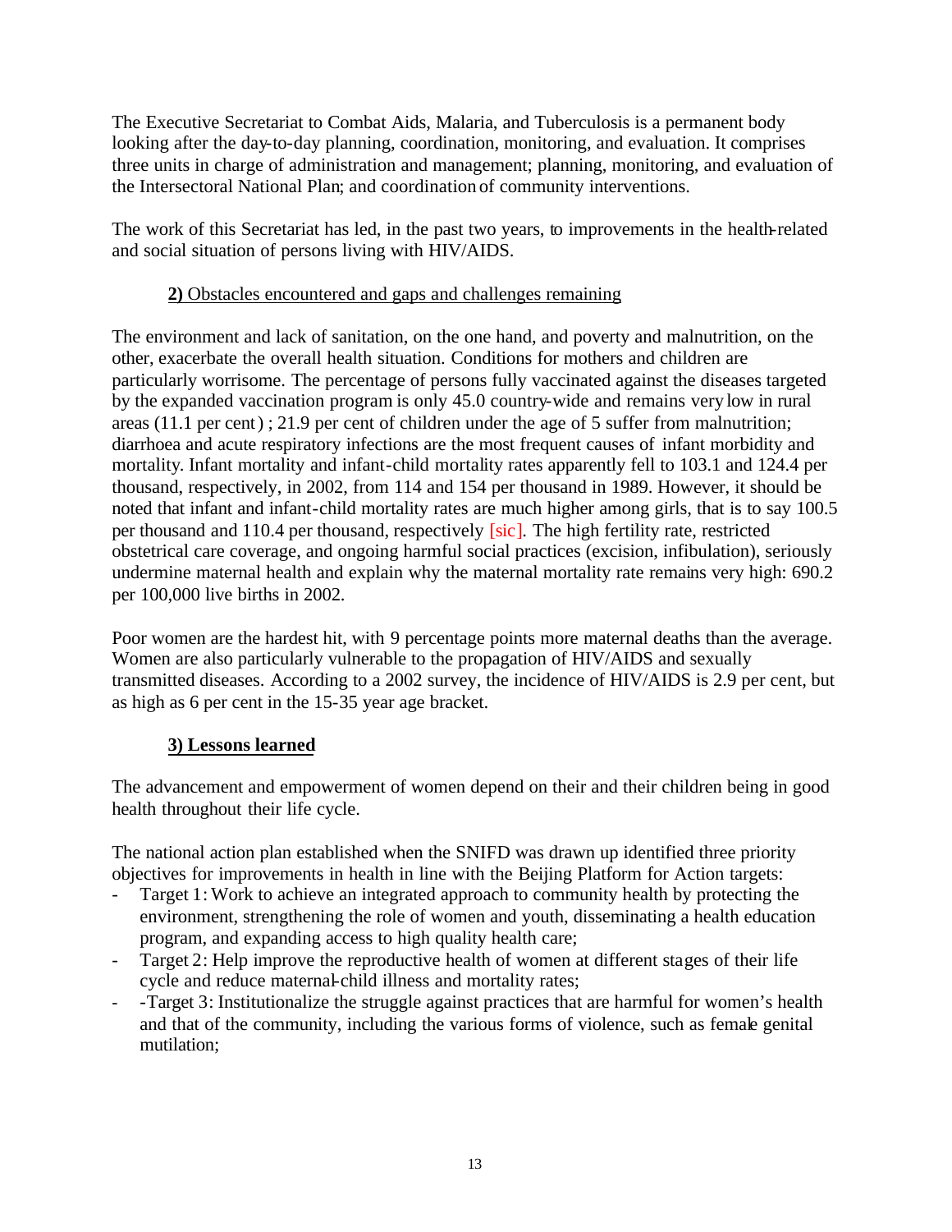The Executive Secretariat to Combat Aids, Malaria, and Tuberculosis is a permanent body looking after the day-to-day planning, coordination, monitoring, and evaluation. It comprises three units in charge of administration and management; planning, monitoring, and evaluation of the Intersectoral National Plan; and coordination of community interventions.

The work of this Secretariat has led, in the past two years, to improvements in the health-related and social situation of persons living with HIV/AIDS.

**2)** Obstacles encountered and gaps and challenges remaining

The environment and lack of sanitation, on the one hand, and poverty and malnutrition, on the other, exacerbate the overall health situation. Conditions for mothers and children are particularly worrisome. The percentage of persons fully vaccinated against the diseases targeted by the expanded vaccination program is only 45.0 country-wide and remains very low in rural areas (11.1 per cent) ; 21.9 per cent of children under the age of 5 suffer from malnutrition; diarrhoea and acute respiratory infections are the most frequent causes of infant morbidity and mortality. Infant mortality and infant-child mortality rates apparently fell to 103.1 and 124.4 per thousand, respectively, in 2002, from 114 and 154 per thousand in 1989. However, it should be noted that infant and infant-child mortality rates are much higher among girls, that is to say 100.5 per thousand and 110.4 per thousand, respectively [sic]. The high fertility rate, restricted obstetrical care coverage, and ongoing harmful social practices (excision, infibulation), seriously undermine maternal health and explain why the maternal mortality rate remains very high: 690.2 per 100,000 live births in 2002.

Poor women are the hardest hit, with 9 percentage points more maternal deaths than the average. Women are also particularly vulnerable to the propagation of HIV/AIDS and sexually transmitted diseases. According to a 2002 survey, the incidence of HIV/AIDS is 2.9 per cent, but as high as 6 per cent in the 15-35 year age bracket.

**3) Lessons learned**

The advancement and empowerment of women depend on their and their children being in good health throughout their life cycle.

The national action plan established when the SNIFD was drawn up identified three priority objectives for improvements in health in line with the Beijing Platform for Action targets:

- Target 1: Work to achieve an integrated approach to community health by protecting the environment, strengthening the role of women and youth, disseminating a health education program, and expanding access to high quality health care;
- Target 2: Help improve the reproductive health of women at different stages of their life cycle and reduce maternal-child illness and mortality rates;
- -Target 3: Institutionalize the struggle against practices that are harmful for women's health and that of the community, including the various forms of violence, such as female genital mutilation;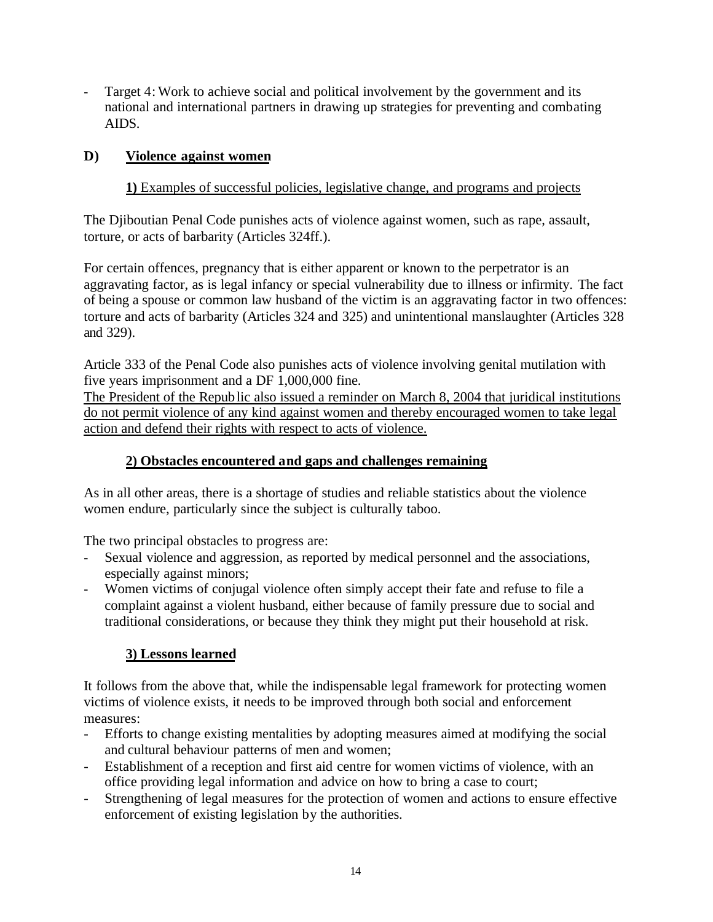- Target 4: Work to achieve social and political involvement by the government and its national and international partners in drawing up strategies for preventing and combating AIDS.

## D) Violence against women

### 1) Examples of successful policies, legislative change, and programs and projects

The Djiboutian Penal Code punishes acts of violence against women, such as rape, assault, torture, or acts of barbarity (Articles 324ff.).

For certain offences, pregnancy that is either apparent or known to the perpetrator is an aggravating factor, as is legal infancy or special vulnerability due to illness or infirmity. The fact of being a spouse or common law husband of the victim is an aggravating factor in two offences: torture and acts of barbarity (Articles 324 and 325) and unintentional manslaughter (Articles 328 and 329).

Article 333 of the Penal Code also punishes acts of violence involving genital mutilation with five years imprisonment and a DF 1,000,000 fine.
The President of the Republic also issued a reminder on March 8, 2004 that juridical institutions do not permit violence of any kind against women and thereby encouraged women to take legal action and defend their rights with respect to acts of violence.

### 2) Obstacles encountered and gaps and challenges remaining

As in all other areas, there is a shortage of studies and reliable statistics about the violence women endure, particularly since the subject is culturally taboo.

The two principal obstacles to progress are:

- Sexual violence and aggression, as reported by medical personnel and the associations, especially against minors;
- Women victims of conjugal violence often simply accept their fate and refuse to file a complaint against a violent husband, either because of family pressure due to social and traditional considerations, or because they think they might put their household at risk.

### 3) Lessons learned

It follows from the above that, while the indispensable legal framework for protecting women victims of violence exists, it needs to be improved through both social and enforcement measures:

- Efforts to change existing mentalities by adopting measures aimed at modifying the social and cultural behaviour patterns of men and women;
- Establishment of a reception and first aid centre for women victims of violence, with an office providing legal information and advice on how to bring a case to court;
- Strengthening of legal measures for the protection of women and actions to ensure effective enforcement of existing legislation by the authorities.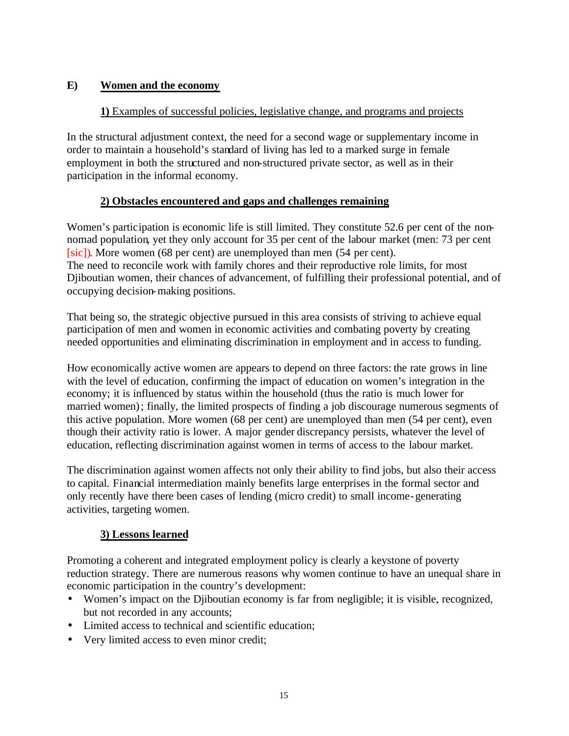## E) Women and the economy

### **1)** Examples of successful policies, legislative change, and programs and projects

In the structural adjustment context, the need for a second wage or supplementary income in order to maintain a household's standard of living has led to a marked surge in female employment in both the structured and non-structured private sector, as well as in their participation in the informal economy.

### 2) Obstacles encountered and gaps and challenges remaining

Women's participation is economic life is still limited. They constitute 52.6 per cent of the non-nomad population, yet they only account for 35 per cent of the labour market (men: 73 per cent [sic]). More women (68 per cent) are unemployed than men (54 per cent).
The need to reconcile work with family chores and their reproductive role limits, for most Djiboutian women, their chances of advancement, of fulfilling their professional potential, and of occupying decision-making positions.

That being so, the strategic objective pursued in this area consists of striving to achieve equal participation of men and women in economic activities and combating poverty by creating needed opportunities and eliminating discrimination in employment and in access to funding.

How economically active women are appears to depend on three factors: the rate grows in line with the level of education, confirming the impact of education on women's integration in the economy; it is influenced by status within the household (thus the ratio is much lower for married women); finally, the limited prospects of finding a job discourage numerous segments of this active population. More women (68 per cent) are unemployed than men (54 per cent), even though their activity ratio is lower. A major gender discrepancy persists, whatever the level of education, reflecting discrimination against women in terms of access to the labour market.

The discrimination against women affects not only their ability to find jobs, but also their access to capital. Financial intermediation mainly benefits large enterprises in the formal sector and only recently have there been cases of lending (micro credit) to small income-generating activities, targeting women.

### 3) Lessons learned

Promoting a coherent and integrated employment policy is clearly a keystone of poverty reduction strategy. There are numerous reasons why women continue to have an unequal share in economic participation in the country's development:

- Women's impact on the Djiboutian economy is far from negligible; it is visible, recognized, but not recorded in any accounts;
- Limited access to technical and scientific education;
- Very limited access to even minor credit;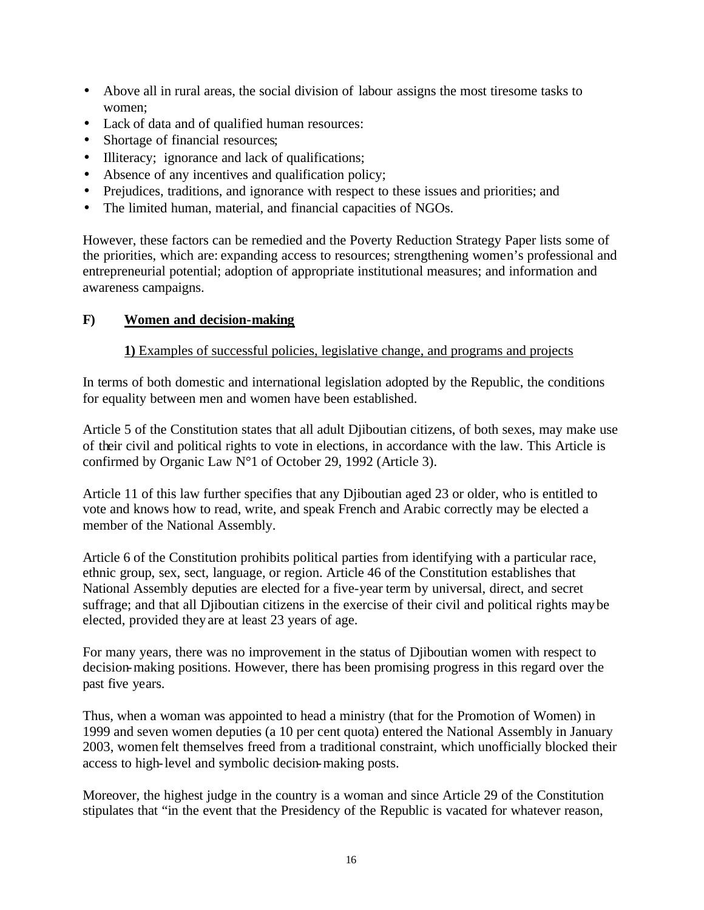- Above all in rural areas, the social division of labour assigns the most tiresome tasks to women;
- Lack of data and of qualified human resources:
- Shortage of financial resources;
- Illiteracy; ignorance and lack of qualifications;
- Absence of any incentives and qualification policy;
- Prejudices, traditions, and ignorance with respect to these issues and priorities; and
- The limited human, material, and financial capacities of NGOs.

However, these factors can be remedied and the Poverty Reduction Strategy Paper lists some of the priorities, which are: expanding access to resources; strengthening women's professional and entrepreneurial potential; adoption of appropriate institutional measures; and information and awareness campaigns.

## F) Women and decision-making

### 1) Examples of successful policies, legislative change, and programs and projects

In terms of both domestic and international legislation adopted by the Republic, the conditions for equality between men and women have been established.

Article 5 of the Constitution states that all adult Djiboutian citizens, of both sexes, may make use of their civil and political rights to vote in elections, in accordance with the law. This Article is confirmed by Organic Law N°1 of October 29, 1992 (Article 3).

Article 11 of this law further specifies that any Djiboutian aged 23 or older, who is entitled to vote and knows how to read, write, and speak French and Arabic correctly may be elected a member of the National Assembly.

Article 6 of the Constitution prohibits political parties from identifying with a particular race, ethnic group, sex, sect, language, or region. Article 46 of the Constitution establishes that National Assembly deputies are elected for a five-year term by universal, direct, and secret suffrage; and that all Djiboutian citizens in the exercise of their civil and political rights may be elected, provided they are at least 23 years of age.

For many years, there was no improvement in the status of Djiboutian women with respect to decision-making positions. However, there has been promising progress in this regard over the past five years.

Thus, when a woman was appointed to head a ministry (that for the Promotion of Women) in 1999 and seven women deputies (a 10 per cent quota) entered the National Assembly in January 2003, women felt themselves freed from a traditional constraint, which unofficially blocked their access to high-level and symbolic decision-making posts.

Moreover, the highest judge in the country is a woman and since Article 29 of the Constitution stipulates that "in the event that the Presidency of the Republic is vacated for whatever reason,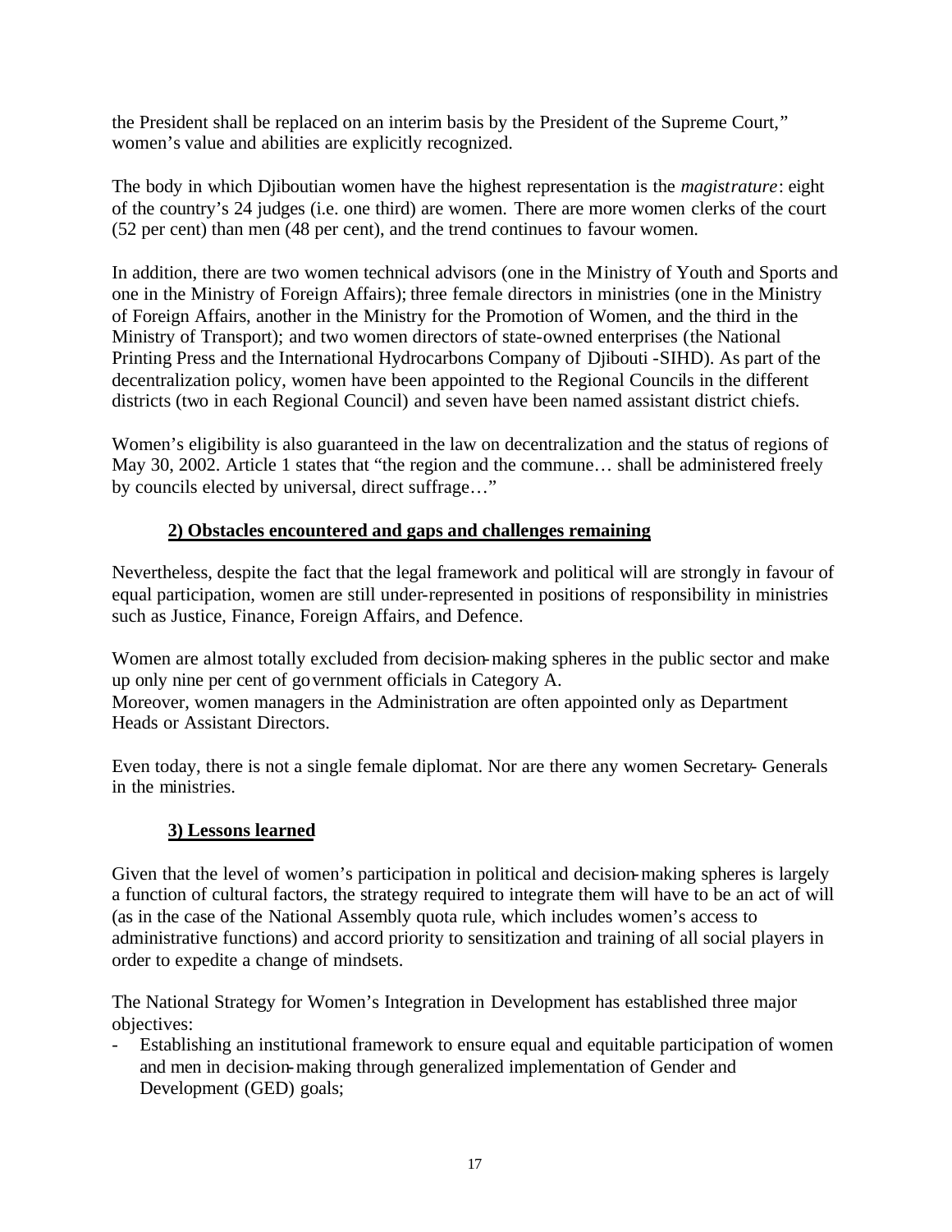the President shall be replaced on an interim basis by the President of the Supreme Court," women's value and abilities are explicitly recognized.

The body in which Djiboutian women have the highest representation is the *magistrature*: eight of the country's 24 judges (i.e. one third) are women. There are more women clerks of the court (52 per cent) than men (48 per cent), and the trend continues to favour women.

In addition, there are two women technical advisors (one in the Ministry of Youth and Sports and one in the Ministry of Foreign Affairs); three female directors in ministries (one in the Ministry of Foreign Affairs, another in the Ministry for the Promotion of Women, and the third in the Ministry of Transport); and two women directors of state-owned enterprises (the National Printing Press and the International Hydrocarbons Company of Djibouti -SIHD). As part of the decentralization policy, women have been appointed to the Regional Councils in the different districts (two in each Regional Council) and seven have been named assistant district chiefs.

Women's eligibility is also guaranteed in the law on decentralization and the status of regions of May 30, 2002. Article 1 states that "the region and the commune… shall be administered freely by councils elected by universal, direct suffrage…"

### 2) Obstacles encountered and gaps and challenges remaining

Nevertheless, despite the fact that the legal framework and political will are strongly in favour of equal participation, women are still under-represented in positions of responsibility in ministries such as Justice, Finance, Foreign Affairs, and Defence.

Women are almost totally excluded from decision-making spheres in the public sector and make up only nine per cent of government officials in Category A.
Moreover, women managers in the Administration are often appointed only as Department Heads or Assistant Directors.

Even today, there is not a single female diplomat. Nor are there any women Secretary-Generals in the ministries.

### 3) Lessons learned

Given that the level of women's participation in political and decision-making spheres is largely a function of cultural factors, the strategy required to integrate them will have to be an act of will (as in the case of the National Assembly quota rule, which includes women's access to administrative functions) and accord priority to sensitization and training of all social players in order to expedite a change of mindsets.

The National Strategy for Women's Integration in Development has established three major objectives:

- Establishing an institutional framework to ensure equal and equitable participation of women and men in decision-making through generalized implementation of Gender and Development (GED) goals;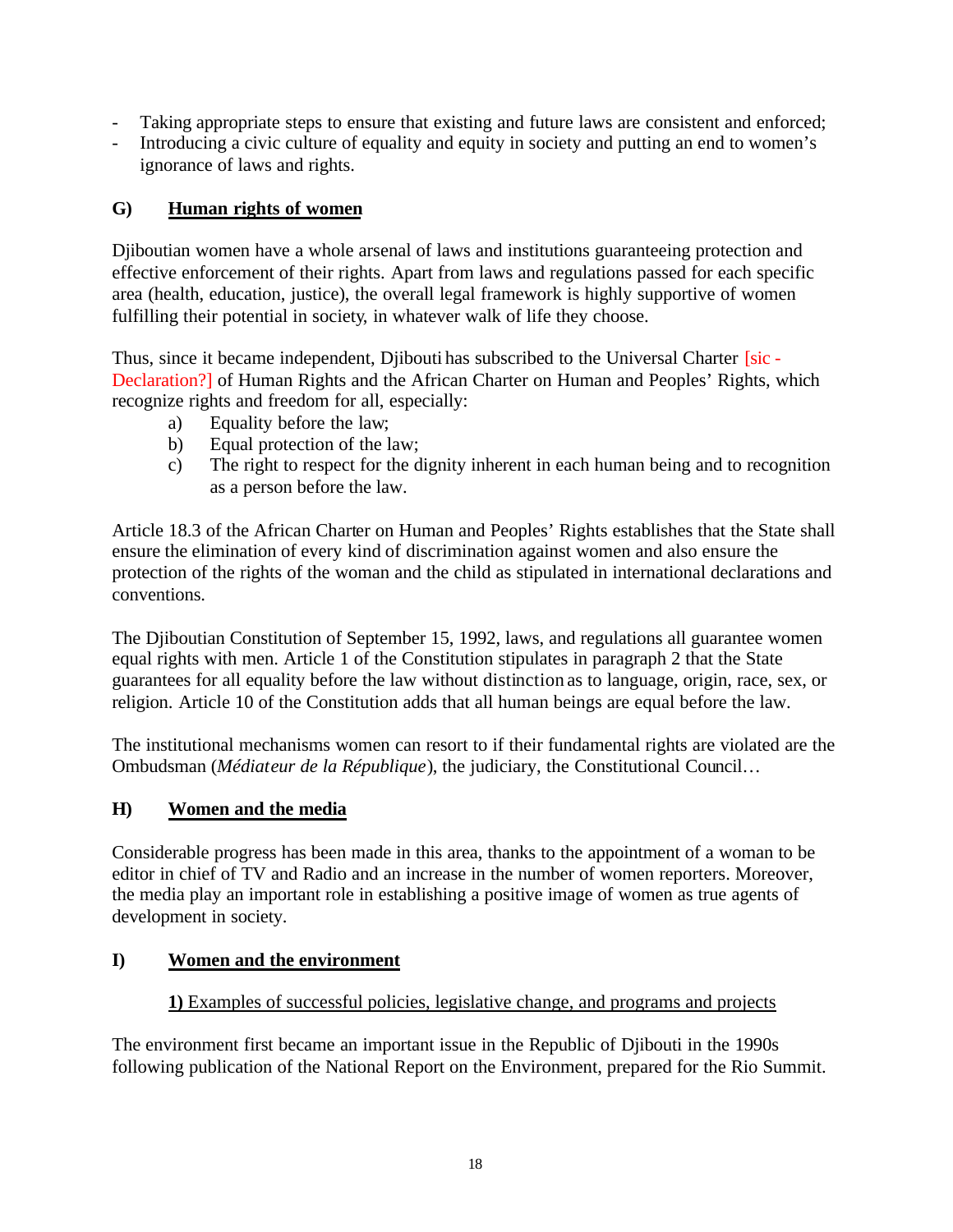- Taking appropriate steps to ensure that existing and future laws are consistent and enforced;
- Introducing a civic culture of equality and equity in society and putting an end to women's ignorance of laws and rights.

## G) Human rights of women

Djiboutian women have a whole arsenal of laws and institutions guaranteeing protection and effective enforcement of their rights. Apart from laws and regulations passed for each specific area (health, education, justice), the overall legal framework is highly supportive of women fulfilling their potential in society, in whatever walk of life they choose.

Thus, since it became independent, Djibouti has subscribed to the Universal Charter [sic - Declaration?] of Human Rights and the African Charter on Human and Peoples' Rights, which recognize rights and freedom for all, especially:

a) Equality before the law;
b) Equal protection of the law;
c) The right to respect for the dignity inherent in each human being and to recognition as a person before the law.

Article 18.3 of the African Charter on Human and Peoples' Rights establishes that the State shall ensure the elimination of every kind of discrimination against women and also ensure the protection of the rights of the woman and the child as stipulated in international declarations and conventions.

The Djiboutian Constitution of September 15, 1992, laws, and regulations all guarantee women equal rights with men. Article 1 of the Constitution stipulates in paragraph 2 that the State guarantees for all equality before the law without distinction as to language, origin, race, sex, or religion. Article 10 of the Constitution adds that all human beings are equal before the law.

The institutional mechanisms women can resort to if their fundamental rights are violated are the Ombudsman (*Médiateur de la République*), the judiciary, the Constitutional Council…

## H) Women and the media

Considerable progress has been made in this area, thanks to the appointment of a woman to be editor in chief of TV and Radio and an increase in the number of women reporters. Moreover, the media play an important role in establishing a positive image of women as true agents of development in society.

## I) Women and the environment

### 1) Examples of successful policies, legislative change, and programs and projects

The environment first became an important issue in the Republic of Djibouti in the 1990s following publication of the National Report on the Environment, prepared for the Rio Summit.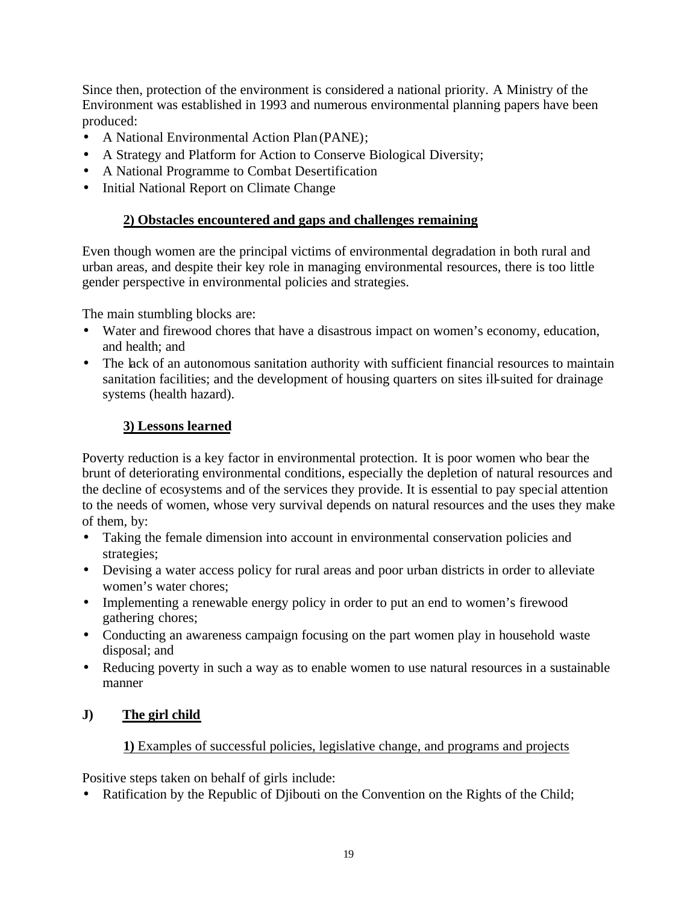Since then, protection of the environment is considered a national priority. A Ministry of the Environment was established in 1993 and numerous environmental planning papers have been produced:

- A National Environmental Action Plan (PANE);
- A Strategy and Platform for Action to Conserve Biological Diversity;
- A National Programme to Combat Desertification
- Initial National Report on Climate Change

### 2) Obstacles encountered and gaps and challenges remaining

Even though women are the principal victims of environmental degradation in both rural and urban areas, and despite their key role in managing environmental resources, there is too little gender perspective in environmental policies and strategies.

The main stumbling blocks are:

- Water and firewood chores that have a disastrous impact on women's economy, education, and health; and
- The lack of an autonomous sanitation authority with sufficient financial resources to maintain sanitation facilities; and the development of housing quarters on sites ill-suited for drainage systems (health hazard).

### 3) Lessons learned

Poverty reduction is a key factor in environmental protection. It is poor women who bear the brunt of deteriorating environmental conditions, especially the depletion of natural resources and the decline of ecosystems and of the services they provide. It is essential to pay special attention to the needs of women, whose very survival depends on natural resources and the uses they make of them, by:

- Taking the female dimension into account in environmental conservation policies and strategies;
- Devising a water access policy for rural areas and poor urban districts in order to alleviate women's water chores;
- Implementing a renewable energy policy in order to put an end to women's firewood gathering chores;
- Conducting an awareness campaign focusing on the part women play in household waste disposal; and
- Reducing poverty in such a way as to enable women to use natural resources in a sustainable manner

## J) The girl child

### **1)** Examples of successful policies, legislative change, and programs and projects

Positive steps taken on behalf of girls include:

- Ratification by the Republic of Djibouti on the Convention on the Rights of the Child;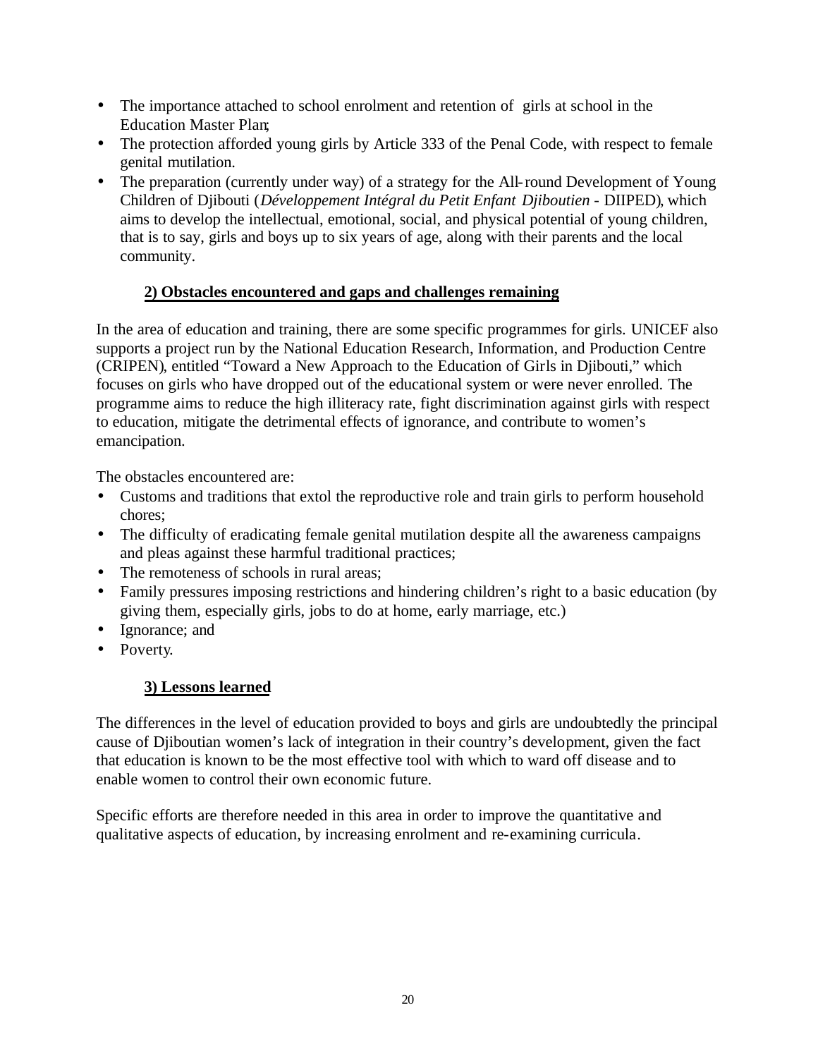- The importance attached to school enrolment and retention of girls at school in the Education Master Plan;
- The protection afforded young girls by Article 333 of the Penal Code, with respect to female genital mutilation.
- The preparation (currently under way) of a strategy for the All-round Development of Young Children of Djibouti (*Développement Intégral du Petit Enfant Djiboutien* - DIIPED), which aims to develop the intellectual, emotional, social, and physical potential of young children, that is to say, girls and boys up to six years of age, along with their parents and the local community.

### 2) Obstacles encountered and gaps and challenges remaining

In the area of education and training, there are some specific programmes for girls. UNICEF also supports a project run by the National Education Research, Information, and Production Centre (CRIPEN), entitled "Toward a New Approach to the Education of Girls in Djibouti," which focuses on girls who have dropped out of the educational system or were never enrolled. The programme aims to reduce the high illiteracy rate, fight discrimination against girls with respect to education, mitigate the detrimental effects of ignorance, and contribute to women's emancipation.

The obstacles encountered are:

- Customs and traditions that extol the reproductive role and train girls to perform household chores;
- The difficulty of eradicating female genital mutilation despite all the awareness campaigns and pleas against these harmful traditional practices;
- The remoteness of schools in rural areas;
- Family pressures imposing restrictions and hindering children's right to a basic education (by giving them, especially girls, jobs to do at home, early marriage, etc.)
- Ignorance; and
- Poverty.

### 3) Lessons learned

The differences in the level of education provided to boys and girls are undoubtedly the principal cause of Djiboutian women's lack of integration in their country's development, given the fact that education is known to be the most effective tool with which to ward off disease and to enable women to control their own economic future.

Specific efforts are therefore needed in this area in order to improve the quantitative and qualitative aspects of education, by increasing enrolment and re-examining curricula.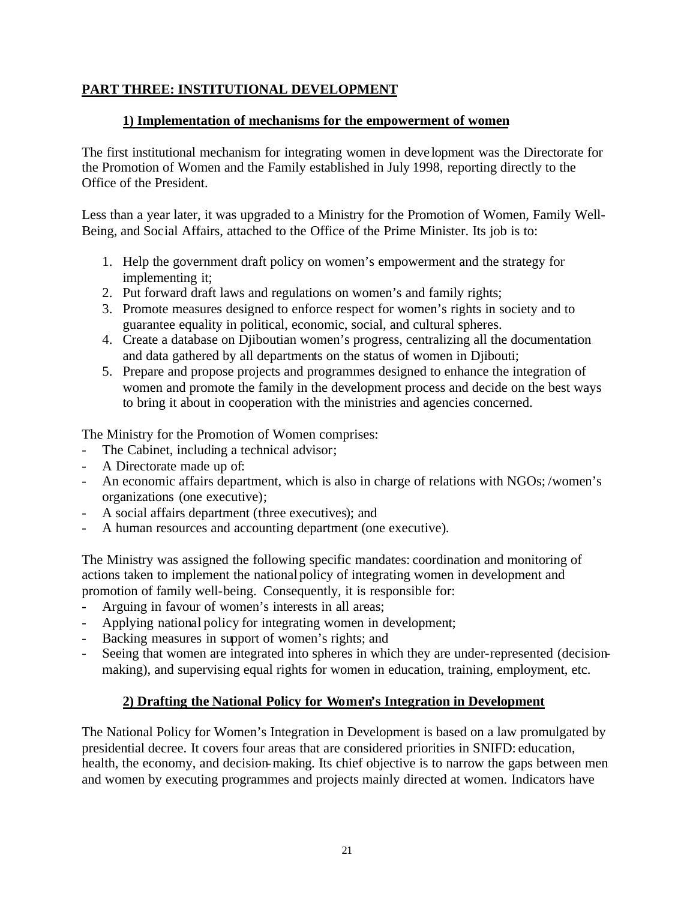## PART THREE: INSTITUTIONAL DEVELOPMENT

### 1) Implementation of mechanisms for the empowerment of women

The first institutional mechanism for integrating women in development was the Directorate for the Promotion of Women and the Family established in July 1998, reporting directly to the Office of the President.

Less than a year later, it was upgraded to a Ministry for the Promotion of Women, Family Well-Being, and Social Affairs, attached to the Office of the Prime Minister. Its job is to:

1. Help the government draft policy on women's empowerment and the strategy for implementing it;
2. Put forward draft laws and regulations on women's and family rights;
3. Promote measures designed to enforce respect for women's rights in society and to guarantee equality in political, economic, social, and cultural spheres.
4. Create a database on Djiboutian women's progress, centralizing all the documentation and data gathered by all departments on the status of women in Djibouti;
5. Prepare and propose projects and programmes designed to enhance the integration of women and promote the family in the development process and decide on the best ways to bring it about in cooperation with the ministries and agencies concerned.

The Ministry for the Promotion of Women comprises:

- The Cabinet, including a technical advisor;
- A Directorate made up of:
- An economic affairs department, which is also in charge of relations with NGOs; /women's organizations (one executive);
- A social affairs department (three executives); and
- A human resources and accounting department (one executive).

The Ministry was assigned the following specific mandates: coordination and monitoring of actions taken to implement the national policy of integrating women in development and promotion of family well-being. Consequently, it is responsible for:

- Arguing in favour of women's interests in all areas;
- Applying national policy for integrating women in development;
- Backing measures in support of women's rights; and
- Seeing that women are integrated into spheres in which they are under-represented (decision-making), and supervising equal rights for women in education, training, employment, etc.

### 2) Drafting the National Policy for Women's Integration in Development

The National Policy for Women's Integration in Development is based on a law promulgated by presidential decree. It covers four areas that are considered priorities in SNIFD: education, health, the economy, and decision-making. Its chief objective is to narrow the gaps between men and women by executing programmes and projects mainly directed at women. Indicators have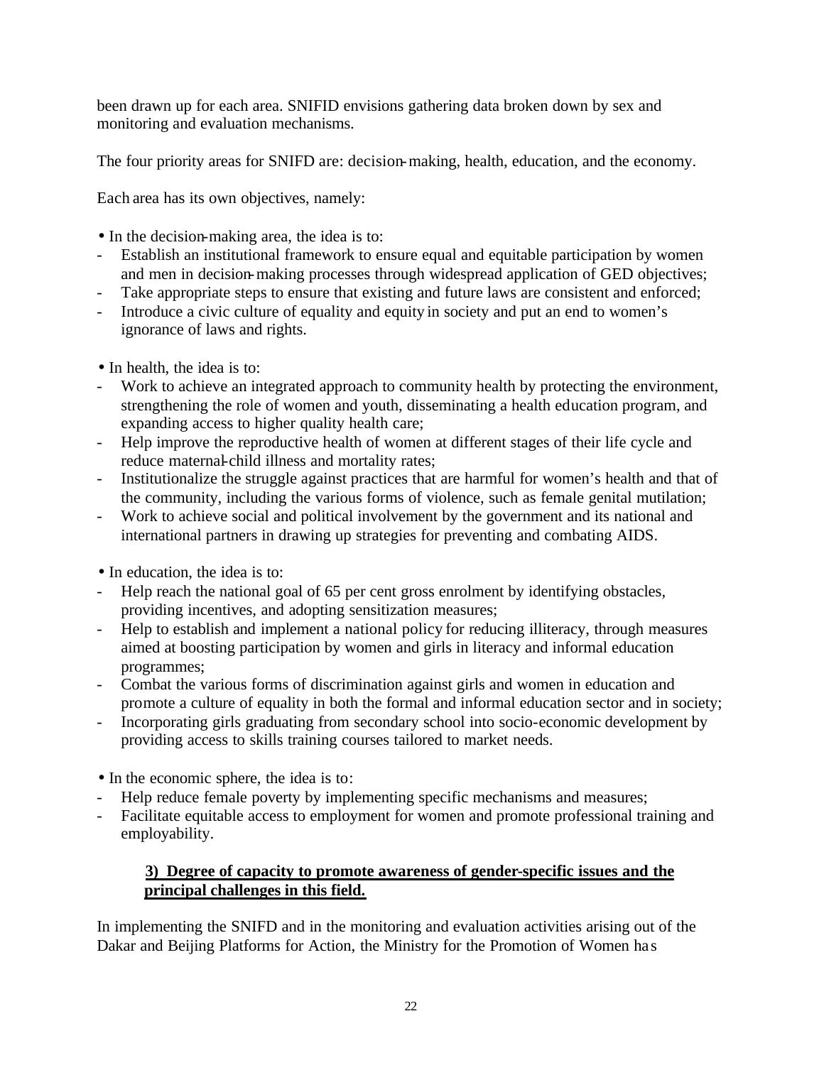been drawn up for each area. SNIFID envisions gathering data broken down by sex and monitoring and evaluation mechanisms.

The four priority areas for SNIFD are: decision-making, health, education, and the economy.

Each area has its own objectives, namely:

- In the decision-making area, the idea is to:
  - Establish an institutional framework to ensure equal and equitable participation by women and men in decision-making processes through widespread application of GED objectives;
  - Take appropriate steps to ensure that existing and future laws are consistent and enforced;
  - Introduce a civic culture of equality and equity in society and put an end to women's ignorance of laws and rights.

- In health, the idea is to:
  - Work to achieve an integrated approach to community health by protecting the environment, strengthening the role of women and youth, disseminating a health education program, and expanding access to higher quality health care;
  - Help improve the reproductive health of women at different stages of their life cycle and reduce maternal-child illness and mortality rates;
  - Institutionalize the struggle against practices that are harmful for women's health and that of the community, including the various forms of violence, such as female genital mutilation;
  - Work to achieve social and political involvement by the government and its national and international partners in drawing up strategies for preventing and combating AIDS.

- In education, the idea is to:
  - Help reach the national goal of 65 per cent gross enrolment by identifying obstacles, providing incentives, and adopting sensitization measures;
  - Help to establish and implement a national policy for reducing illiteracy, through measures aimed at boosting participation by women and girls in literacy and informal education programmes;
  - Combat the various forms of discrimination against girls and women in education and promote a culture of equality in both the formal and informal education sector and in society;
  - Incorporating girls graduating from secondary school into socio-economic development by providing access to skills training courses tailored to market needs.

- In the economic sphere, the idea is to:
  - Help reduce female poverty by implementing specific mechanisms and measures;
  - Facilitate equitable access to employment for women and promote professional training and employability.

**3) Degree of capacity to promote awareness of gender-specific issues and the principal challenges in this field.**

In implementing the SNIFD and in the monitoring and evaluation activities arising out of the Dakar and Beijing Platforms for Action, the Ministry for the Promotion of Women has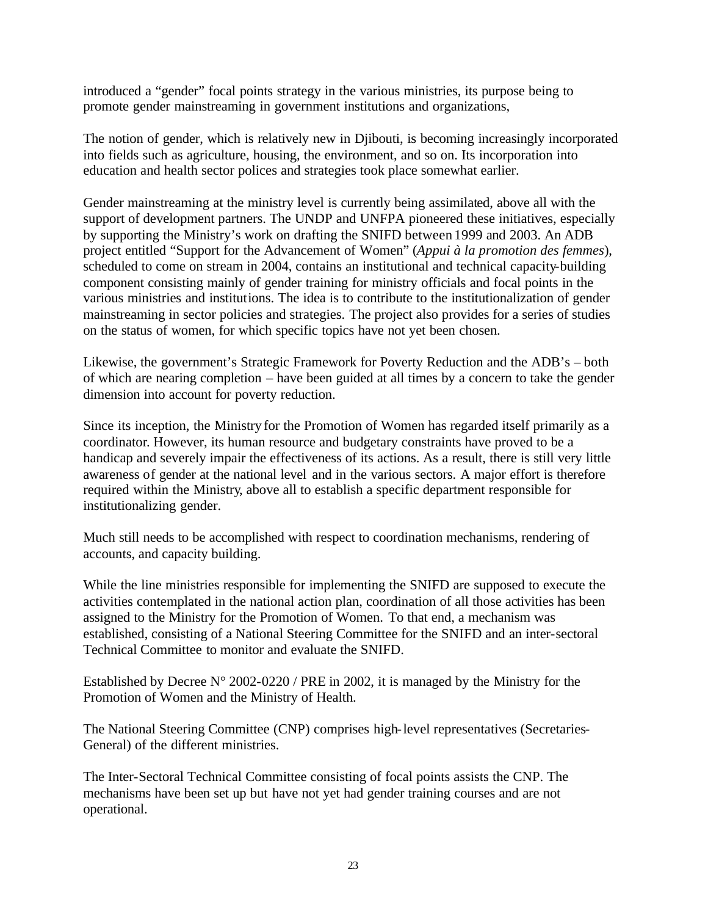introduced a "gender" focal points strategy in the various ministries, its purpose being to promote gender mainstreaming in government institutions and organizations,

The notion of gender, which is relatively new in Djibouti, is becoming increasingly incorporated into fields such as agriculture, housing, the environment, and so on. Its incorporation into education and health sector polices and strategies took place somewhat earlier.

Gender mainstreaming at the ministry level is currently being assimilated, above all with the support of development partners. The UNDP and UNFPA pioneered these initiatives, especially by supporting the Ministry's work on drafting the SNIFD between 1999 and 2003. An ADB project entitled "Support for the Advancement of Women" (*Appui à la promotion des femmes*), scheduled to come on stream in 2004, contains an institutional and technical capacity-building component consisting mainly of gender training for ministry officials and focal points in the various ministries and institutions. The idea is to contribute to the institutionalization of gender mainstreaming in sector policies and strategies. The project also provides for a series of studies on the status of women, for which specific topics have not yet been chosen.

Likewise, the government's Strategic Framework for Poverty Reduction and the ADB's – both of which are nearing completion – have been guided at all times by a concern to take the gender dimension into account for poverty reduction.

Since its inception, the Ministry for the Promotion of Women has regarded itself primarily as a coordinator. However, its human resource and budgetary constraints have proved to be a handicap and severely impair the effectiveness of its actions. As a result, there is still very little awareness of gender at the national level and in the various sectors. A major effort is therefore required within the Ministry, above all to establish a specific department responsible for institutionalizing gender.

Much still needs to be accomplished with respect to coordination mechanisms, rendering of accounts, and capacity building.

While the line ministries responsible for implementing the SNIFD are supposed to execute the activities contemplated in the national action plan, coordination of all those activities has been assigned to the Ministry for the Promotion of Women. To that end, a mechanism was established, consisting of a National Steering Committee for the SNIFD and an inter-sectoral Technical Committee to monitor and evaluate the SNIFD.

Established by Decree N° 2002-0220 / PRE in 2002, it is managed by the Ministry for the Promotion of Women and the Ministry of Health.

The National Steering Committee (CNP) comprises high-level representatives (Secretaries-General) of the different ministries.

The Inter-Sectoral Technical Committee consisting of focal points assists the CNP. The mechanisms have been set up but have not yet had gender training courses and are not operational.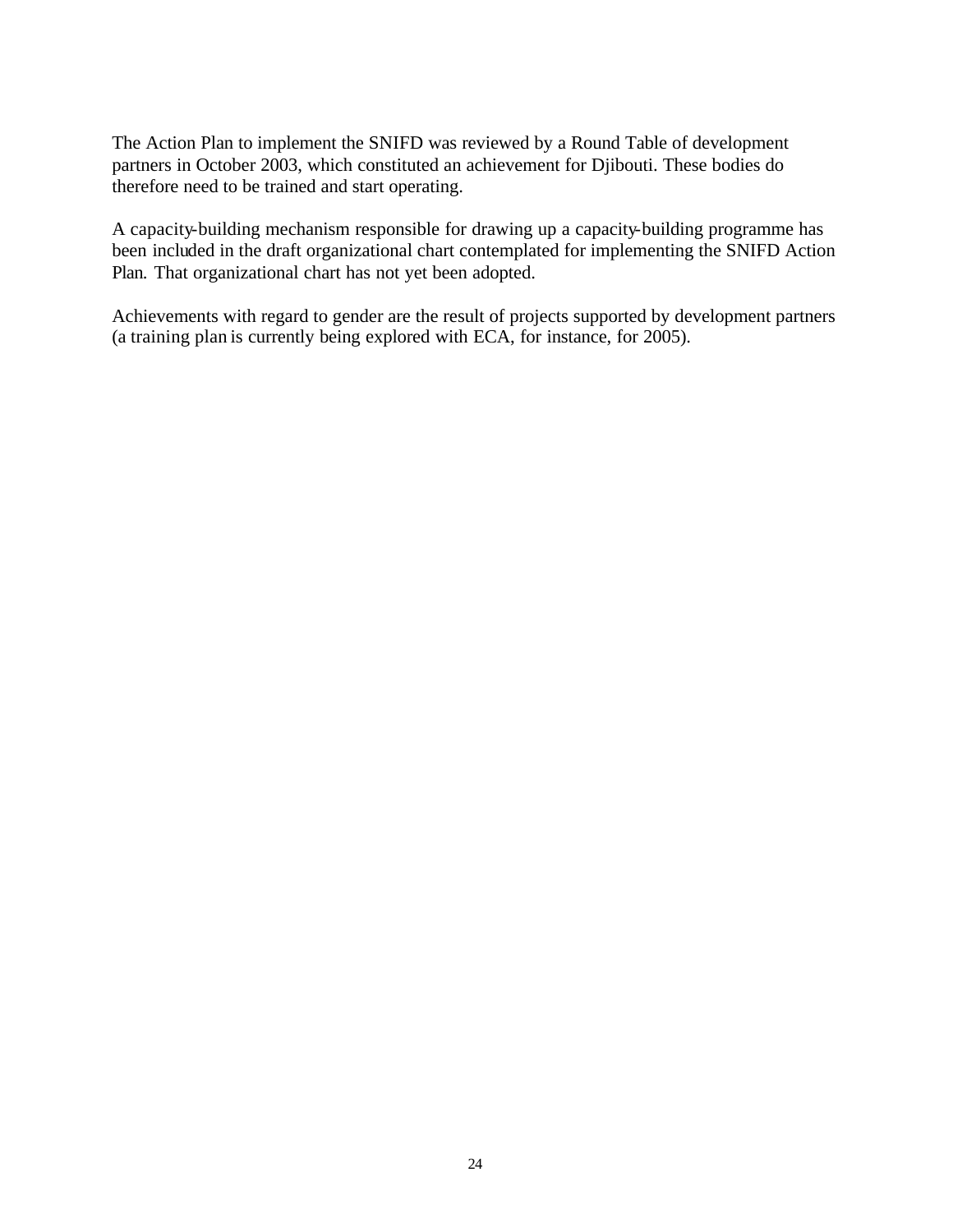The Action Plan to implement the SNIFD was reviewed by a Round Table of development partners in October 2003, which constituted an achievement for Djibouti. These bodies do therefore need to be trained and start operating.

A capacity-building mechanism responsible for drawing up a capacity-building programme has been included in the draft organizational chart contemplated for implementing the SNIFD Action Plan. That organizational chart has not yet been adopted.

Achievements with regard to gender are the result of projects supported by development partners (a training plan is currently being explored with ECA, for instance, for 2005).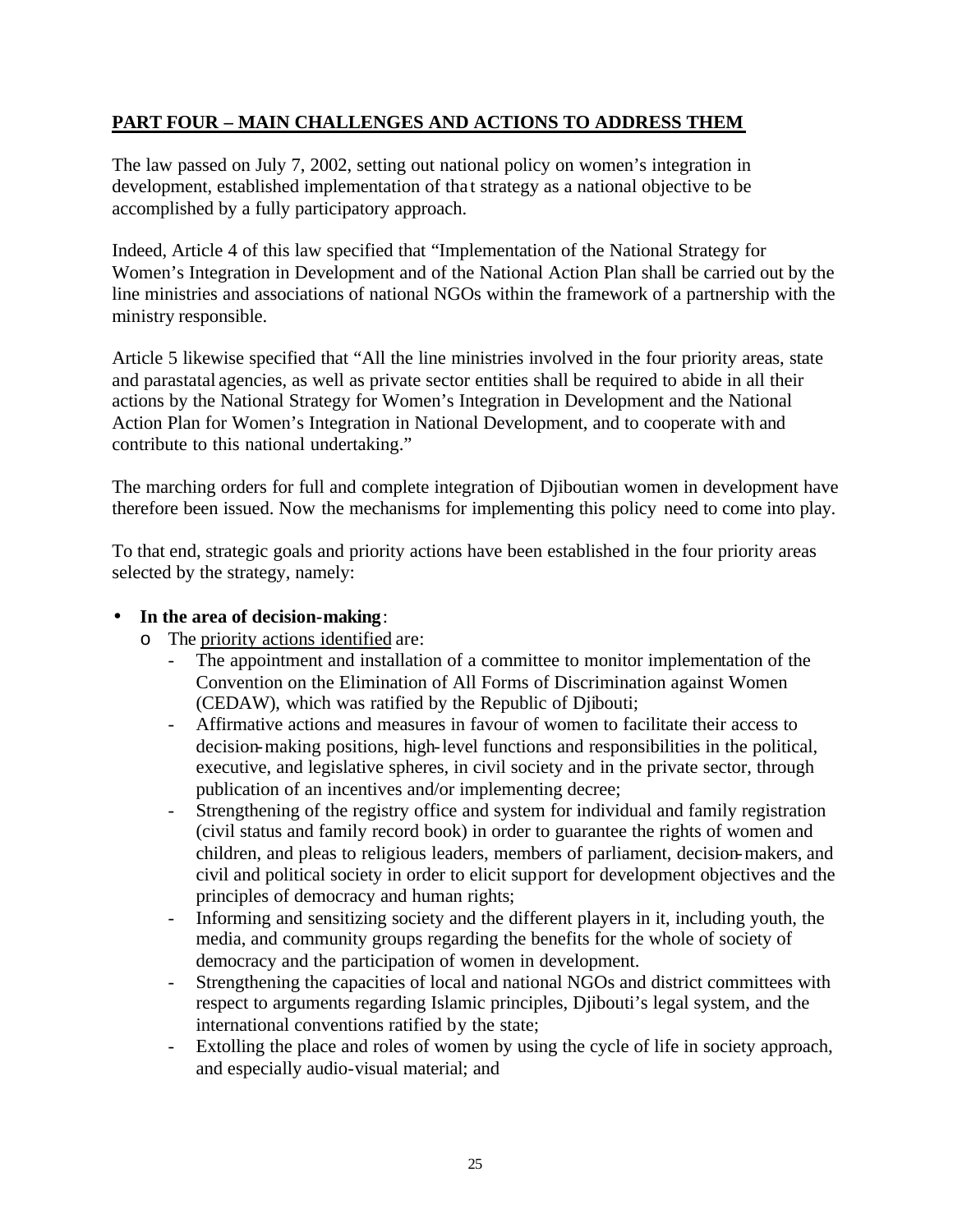## PART FOUR – MAIN CHALLENGES AND ACTIONS TO ADDRESS THEM

The law passed on July 7, 2002, setting out national policy on women's integration in development, established implementation of that strategy as a national objective to be accomplished by a fully participatory approach.

Indeed, Article 4 of this law specified that "Implementation of the National Strategy for Women's Integration in Development and of the National Action Plan shall be carried out by the line ministries and associations of national NGOs within the framework of a partnership with the ministry responsible.

Article 5 likewise specified that "All the line ministries involved in the four priority areas, state and parastatal agencies, as well as private sector entities shall be required to abide in all their actions by the National Strategy for Women's Integration in Development and the National Action Plan for Women's Integration in National Development, and to cooperate with and contribute to this national undertaking."

The marching orders for full and complete integration of Djiboutian women in development have therefore been issued. Now the mechanisms for implementing this policy need to come into play.

To that end, strategic goals and priority actions have been established in the four priority areas selected by the strategy, namely:

- **In the area of decision-making**:
  - The priority actions identified are:
    - The appointment and installation of a committee to monitor implementation of the Convention on the Elimination of All Forms of Discrimination against Women (CEDAW), which was ratified by the Republic of Djibouti;
    - Affirmative actions and measures in favour of women to facilitate their access to decision-making positions, high-level functions and responsibilities in the political, executive, and legislative spheres, in civil society and in the private sector, through publication of an incentives and/or implementing decree;
    - Strengthening of the registry office and system for individual and family registration (civil status and family record book) in order to guarantee the rights of women and children, and pleas to religious leaders, members of parliament, decision-makers, and civil and political society in order to elicit support for development objectives and the principles of democracy and human rights;
    - Informing and sensitizing society and the different players in it, including youth, the media, and community groups regarding the benefits for the whole of society of democracy and the participation of women in development.
    - Strengthening the capacities of local and national NGOs and district committees with respect to arguments regarding Islamic principles, Djibouti's legal system, and the international conventions ratified by the state;
    - Extolling the place and roles of women by using the cycle of life in society approach, and especially audio-visual material; and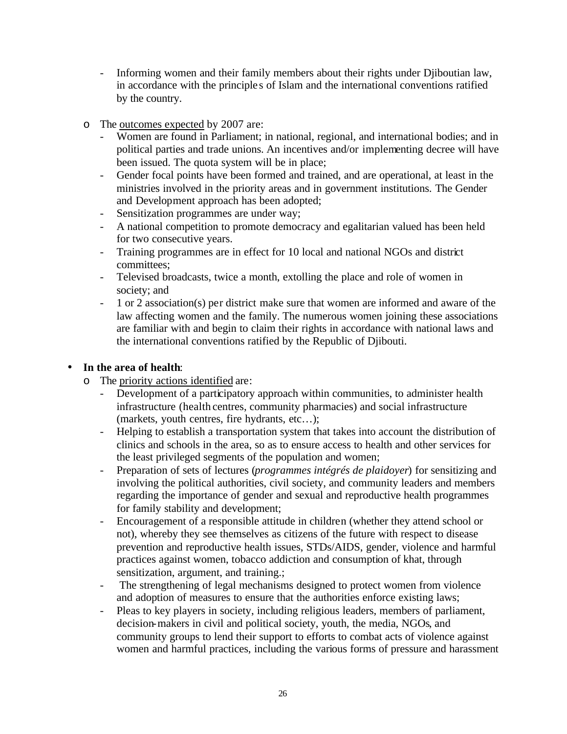- Informing women and their family members about their rights under Djiboutian law, in accordance with the principles of Islam and the international conventions ratified by the country.

- The outcomes expected by 2007 are:
  - Women are found in Parliament; in national, regional, and international bodies; and in political parties and trade unions. An incentives and/or implementing decree will have been issued. The quota system will be in place;
  - Gender focal points have been formed and trained, and are operational, at least in the ministries involved in the priority areas and in government institutions. The Gender and Development approach has been adopted;
  - Sensitization programmes are under way;
  - A national competition to promote democracy and egalitarian valued has been held for two consecutive years.
  - Training programmes are in effect for 10 local and national NGOs and district committees;
  - Televised broadcasts, twice a month, extolling the place and role of women in society; and
  - 1 or 2 association(s) per district make sure that women are informed and aware of the law affecting women and the family. The numerous women joining these associations are familiar with and begin to claim their rights in accordance with national laws and the international conventions ratified by the Republic of Djibouti.

- **In the area of health**:
  - The priority actions identified are:
    - Development of a participatory approach within communities, to administer health infrastructure (health centres, community pharmacies) and social infrastructure (markets, youth centres, fire hydrants, etc…);
    - Helping to establish a transportation system that takes into account the distribution of clinics and schools in the area, so as to ensure access to health and other services for the least privileged segments of the population and women;
    - Preparation of sets of lectures (*programmes intégrés de plaidoyer*) for sensitizing and involving the political authorities, civil society, and community leaders and members regarding the importance of gender and sexual and reproductive health programmes for family stability and development;
    - Encouragement of a responsible attitude in children (whether they attend school or not), whereby they see themselves as citizens of the future with respect to disease prevention and reproductive health issues, STDs/AIDS, gender, violence and harmful practices against women, tobacco addiction and consumption of khat, through sensitization, argument, and training.;
    - The strengthening of legal mechanisms designed to protect women from violence and adoption of measures to ensure that the authorities enforce existing laws;
    - Pleas to key players in society, including religious leaders, members of parliament, decision-makers in civil and political society, youth, the media, NGOs, and community groups to lend their support to efforts to combat acts of violence against women and harmful practices, including the various forms of pressure and harassment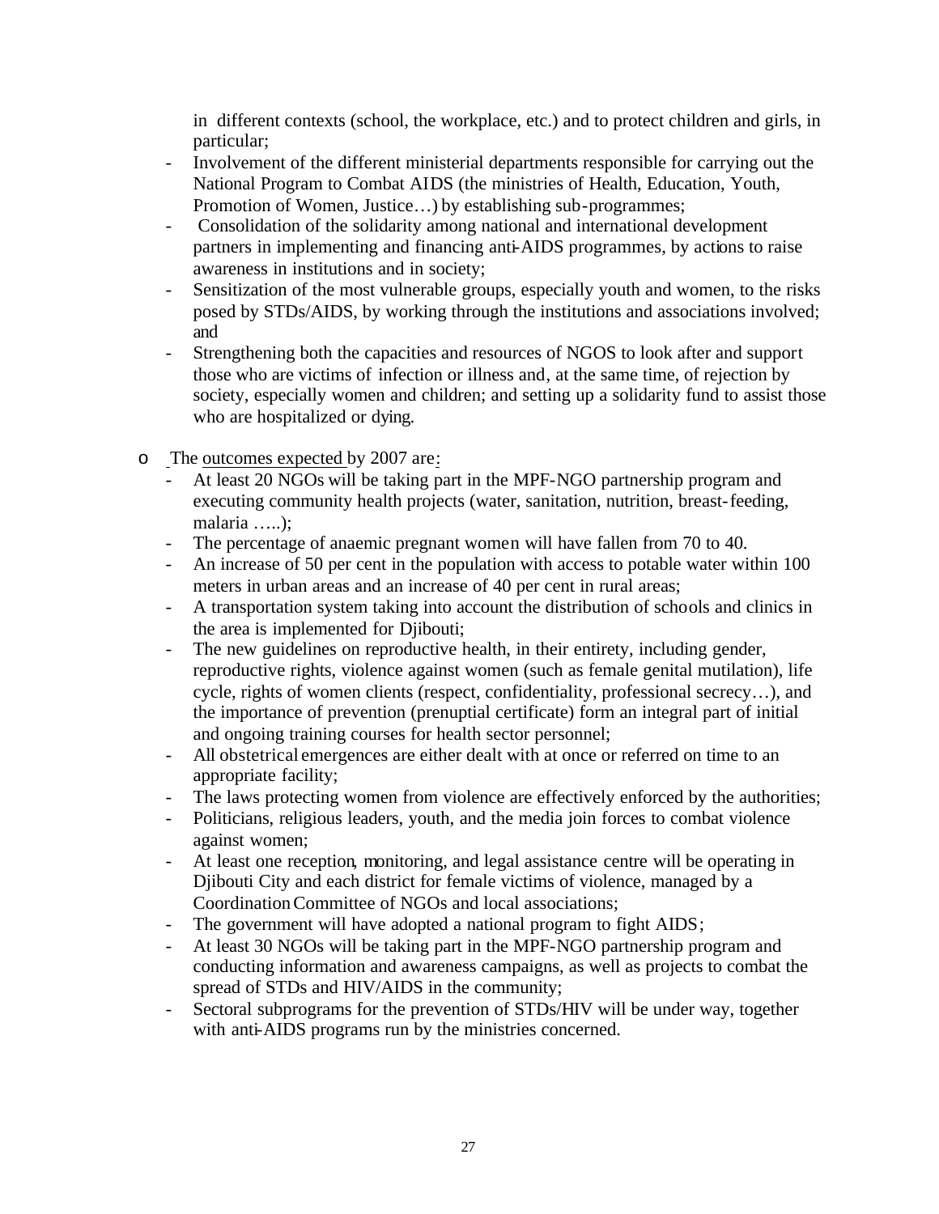in different contexts (school, the workplace, etc.) and to protect children and girls, in particular;

- Involvement of the different ministerial departments responsible for carrying out the National Program to Combat AIDS (the ministries of Health, Education, Youth, Promotion of Women, Justice…) by establishing sub-programmes;
- Consolidation of the solidarity among national and international development partners in implementing and financing anti-AIDS programmes, by actions to raise awareness in institutions and in society;
- Sensitization of the most vulnerable groups, especially youth and women, to the risks posed by STDs/AIDS, by working through the institutions and associations involved; and
- Strengthening both the capacities and resources of NGOS to look after and support those who are victims of infection or illness and, at the same time, of rejection by society, especially women and children; and setting up a solidarity fund to assist those who are hospitalized or dying.

- The outcomes expected by 2007 are:
  - At least 20 NGOs will be taking part in the MPF-NGO partnership program and executing community health projects (water, sanitation, nutrition, breast-feeding, malaria …..);
  - The percentage of anaemic pregnant women will have fallen from 70 to 40.
  - An increase of 50 per cent in the population with access to potable water within 100 meters in urban areas and an increase of 40 per cent in rural areas;
  - A transportation system taking into account the distribution of schools and clinics in the area is implemented for Djibouti;
  - The new guidelines on reproductive health, in their entirety, including gender, reproductive rights, violence against women (such as female genital mutilation), life cycle, rights of women clients (respect, confidentiality, professional secrecy…), and the importance of prevention (prenuptial certificate) form an integral part of initial and ongoing training courses for health sector personnel;
  - All obstetrical emergences are either dealt with at once or referred on time to an appropriate facility;
  - The laws protecting women from violence are effectively enforced by the authorities;
  - Politicians, religious leaders, youth, and the media join forces to combat violence against women;
  - At least one reception, monitoring, and legal assistance centre will be operating in Djibouti City and each district for female victims of violence, managed by a Coordination Committee of NGOs and local associations;
  - The government will have adopted a national program to fight AIDS;
  - At least 30 NGOs will be taking part in the MPF-NGO partnership program and conducting information and awareness campaigns, as well as projects to combat the spread of STDs and HIV/AIDS in the community;
  - Sectoral subprograms for the prevention of STDs/HIV will be under way, together with anti-AIDS programs run by the ministries concerned.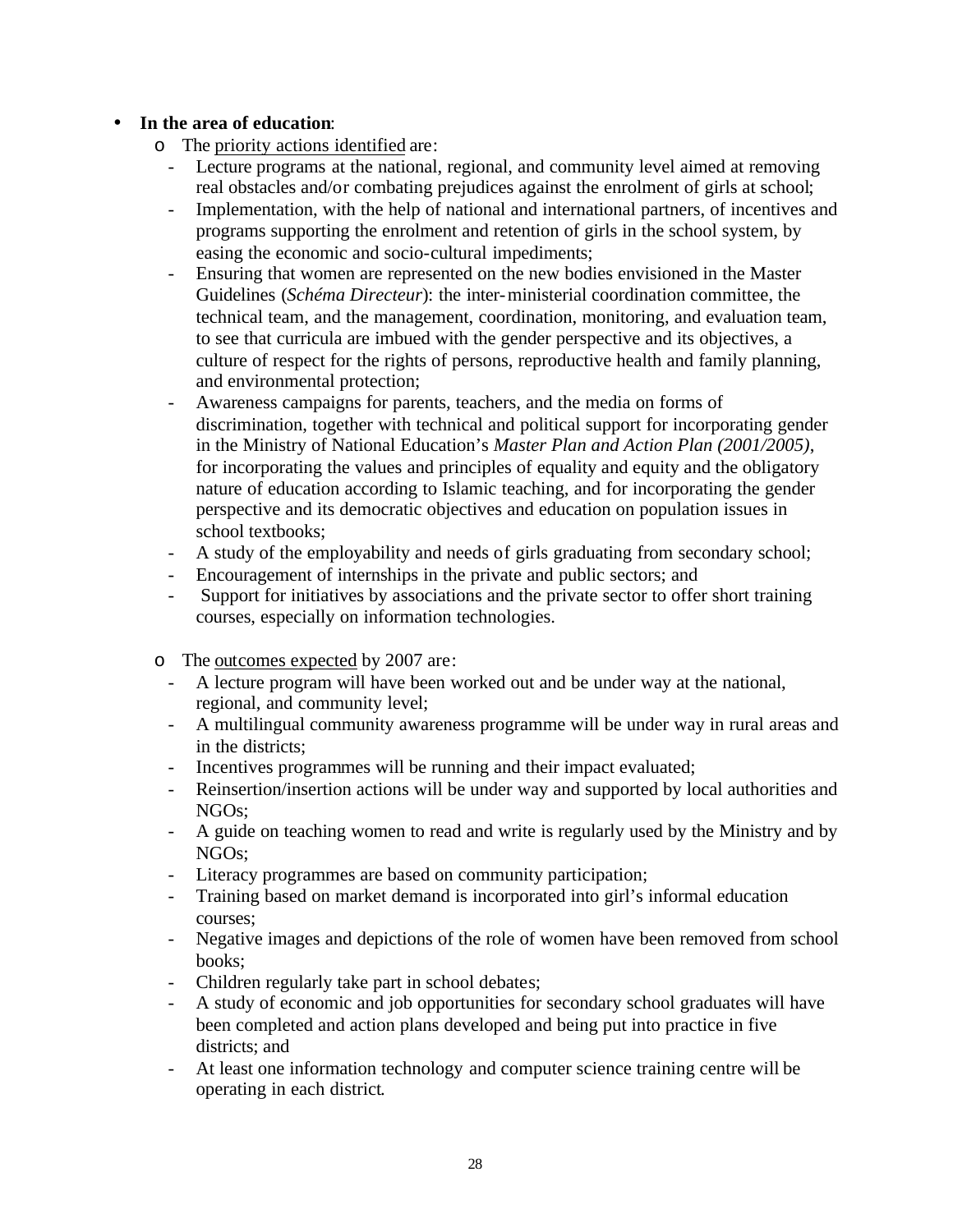- **In the area of education**:
  - The <u>priority actions identified</u> are:
    - Lecture programs at the national, regional, and community level aimed at removing real obstacles and/or combating prejudices against the enrolment of girls at school;
    - Implementation, with the help of national and international partners, of incentives and programs supporting the enrolment and retention of girls in the school system, by easing the economic and socio-cultural impediments;
    - Ensuring that women are represented on the new bodies envisioned in the Master Guidelines (*Schéma Directeur*): the inter-ministerial coordination committee, the technical team, and the management, coordination, monitoring, and evaluation team, to see that curricula are imbued with the gender perspective and its objectives, a culture of respect for the rights of persons, reproductive health and family planning, and environmental protection;
    - Awareness campaigns for parents, teachers, and the media on forms of discrimination, together with technical and political support for incorporating gender in the Ministry of National Education's *Master Plan and Action Plan (2001/2005)*, for incorporating the values and principles of equality and equity and the obligatory nature of education according to Islamic teaching, and for incorporating the gender perspective and its democratic objectives and education on population issues in school textbooks;
    - A study of the employability and needs of girls graduating from secondary school;
    - Encouragement of internships in the private and public sectors; and
    - Support for initiatives by associations and the private sector to offer short training courses, especially on information technologies.

  - The <u>outcomes expected</u> by 2007 are:
    - A lecture program will have been worked out and be under way at the national, regional, and community level;
    - A multilingual community awareness programme will be under way in rural areas and in the districts;
    - Incentives programmes will be running and their impact evaluated;
    - Reinsertion/insertion actions will be under way and supported by local authorities and NGOs;
    - A guide on teaching women to read and write is regularly used by the Ministry and by NGOs;
    - Literacy programmes are based on community participation;
    - Training based on market demand is incorporated into girl's informal education courses;
    - Negative images and depictions of the role of women have been removed from school books;
    - Children regularly take part in school debates;
    - A study of economic and job opportunities for secondary school graduates will have been completed and action plans developed and being put into practice in five districts; and
    - At least one information technology and computer science training centre will be operating in each district.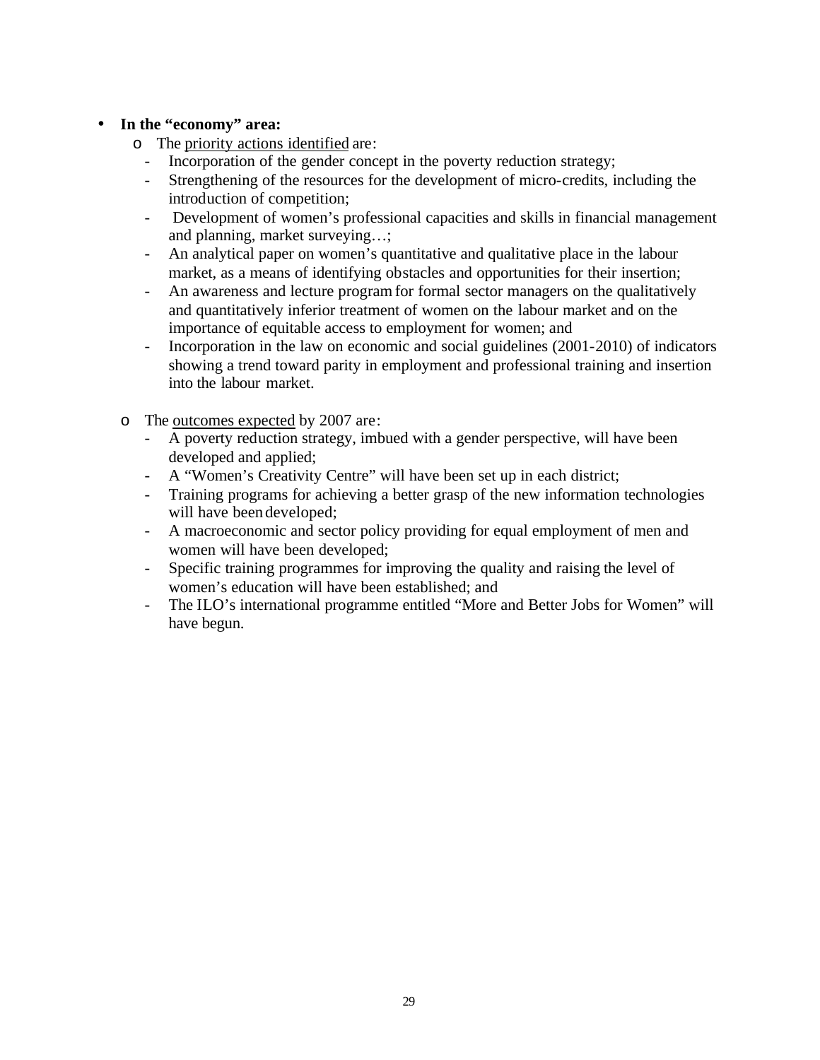- **In the “economy” area:**
  - The <u>priority actions identified</u> are:
    - Incorporation of the gender concept in the poverty reduction strategy;
    - Strengthening of the resources for the development of micro-credits, including the introduction of competition;
    - Development of women’s professional capacities and skills in financial management and planning, market surveying…;
    - An analytical paper on women’s quantitative and qualitative place in the labour market, as a means of identifying obstacles and opportunities for their insertion;
    - An awareness and lecture program for formal sector managers on the qualitatively and quantitatively inferior treatment of women on the labour market and on the importance of equitable access to employment for women; and
    - Incorporation in the law on economic and social guidelines (2001-2010) of indicators showing a trend toward parity in employment and professional training and insertion into the labour market.

  - The <u>outcomes expected</u> by 2007 are:
    - A poverty reduction strategy, imbued with a gender perspective, will have been developed and applied;
    - A “Women’s Creativity Centre” will have been set up in each district;
    - Training programs for achieving a better grasp of the new information technologies will have been developed;
    - A macroeconomic and sector policy providing for equal employment of men and women will have been developed;
    - Specific training programmes for improving the quality and raising the level of women’s education will have been established; and
    - The ILO’s international programme entitled “More and Better Jobs for Women” will have begun.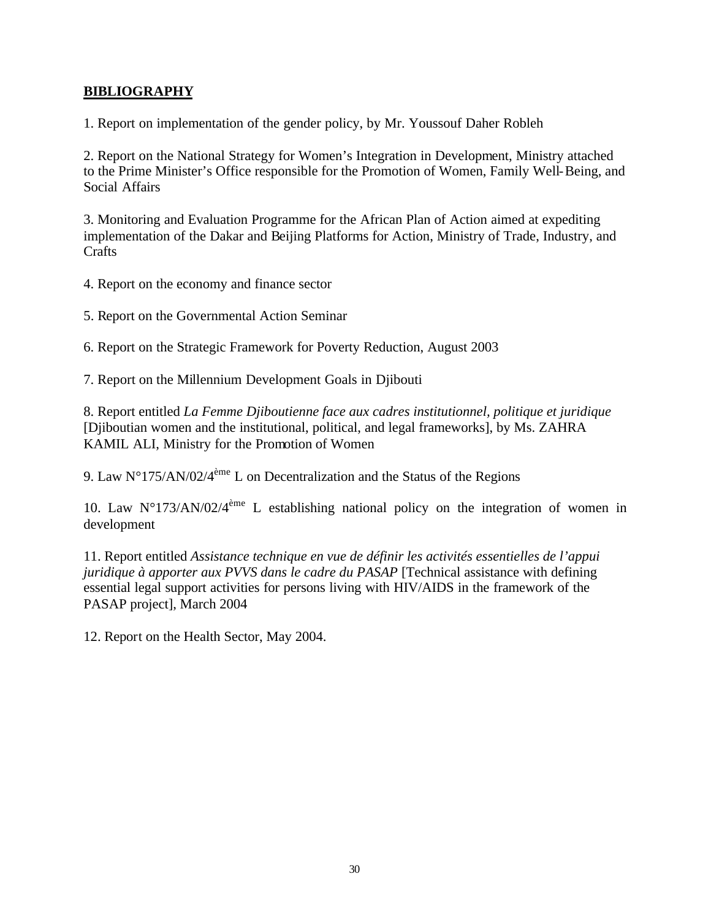## BIBLIOGRAPHY

1. Report on implementation of the gender policy, by Mr. Youssouf Daher Robleh

2. Report on the National Strategy for Women's Integration in Development, Ministry attached to the Prime Minister's Office responsible for the Promotion of Women, Family Well-Being, and Social Affairs

3. Monitoring and Evaluation Programme for the African Plan of Action aimed at expediting implementation of the Dakar and Beijing Platforms for Action, Ministry of Trade, Industry, and Crafts

4. Report on the economy and finance sector

5. Report on the Governmental Action Seminar

6. Report on the Strategic Framework for Poverty Reduction, August 2003

7. Report on the Millennium Development Goals in Djibouti

8. Report entitled *La Femme Djiboutienne face aux cadres institutionnel, politique et juridique* [Djiboutian women and the institutional, political, and legal frameworks], by Ms. ZAHRA KAMIL ALI, Ministry for the Promotion of Women

9. Law N°175/AN/02/4ème L on Decentralization and the Status of the Regions

10. Law N°173/AN/02/4ème L establishing national policy on the integration of women in development

11. Report entitled *Assistance technique en vue de définir les activités essentielles de l'appui juridique à apporter aux PVVS dans le cadre du PASAP* [Technical assistance with defining essential legal support activities for persons living with HIV/AIDS in the framework of the PASAP project], March 2004

12. Report on the Health Sector, May 2004.